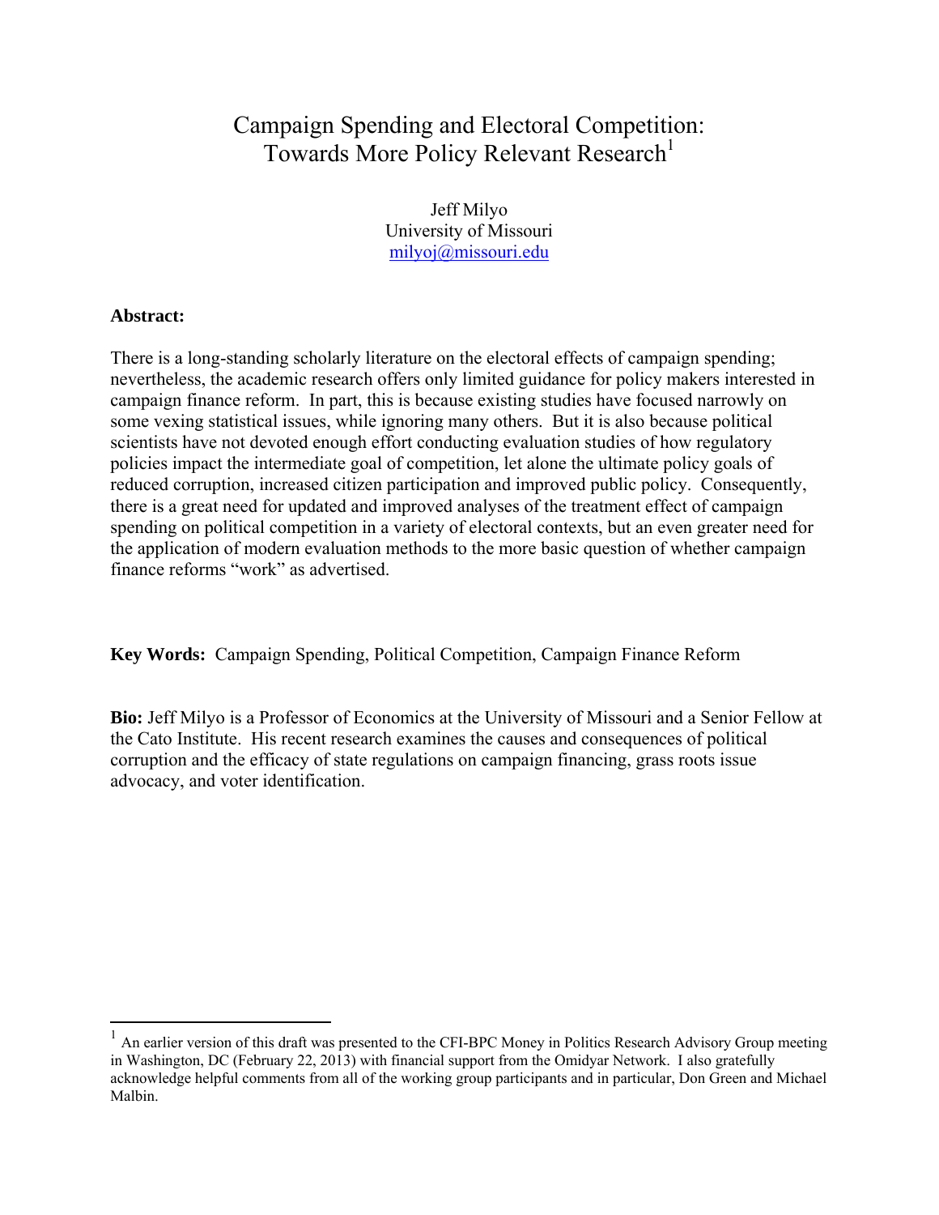# Campaign Spending and Electoral Competition: Towards More Policy Relevant Research[1]

Jeff Milyo
University of Missouri
milyoj@missouri.edu

**Abstract:**

There is a long-standing scholarly literature on the electoral effects of campaign spending; nevertheless, the academic research offers only limited guidance for policy makers interested in campaign finance reform. In part, this is because existing studies have focused narrowly on some vexing statistical issues, while ignoring many others. But it is also because political scientists have not devoted enough effort conducting evaluation studies of how regulatory policies impact the intermediate goal of competition, let alone the ultimate policy goals of reduced corruption, increased citizen participation and improved public policy. Consequently, there is a great need for updated and improved analyses of the treatment effect of campaign spending on political competition in a variety of electoral contexts, but an even greater need for the application of modern evaluation methods to the more basic question of whether campaign finance reforms "work" as advertised.

**Key Words:** Campaign Spending, Political Competition, Campaign Finance Reform

**Bio:** Jeff Milyo is a Professor of Economics at the University of Missouri and a Senior Fellow at the Cato Institute. His recent research examines the causes and consequences of political corruption and the efficacy of state regulations on campaign financing, grass roots issue advocacy, and voter identification.

[1] An earlier version of this draft was presented to the CFI-BPC Money in Politics Research Advisory Group meeting in Washington, DC (February 22, 2013) with financial support from the Omidyar Network. I also gratefully acknowledge helpful comments from all of the working group participants and in particular, Don Green and Michael Malbin.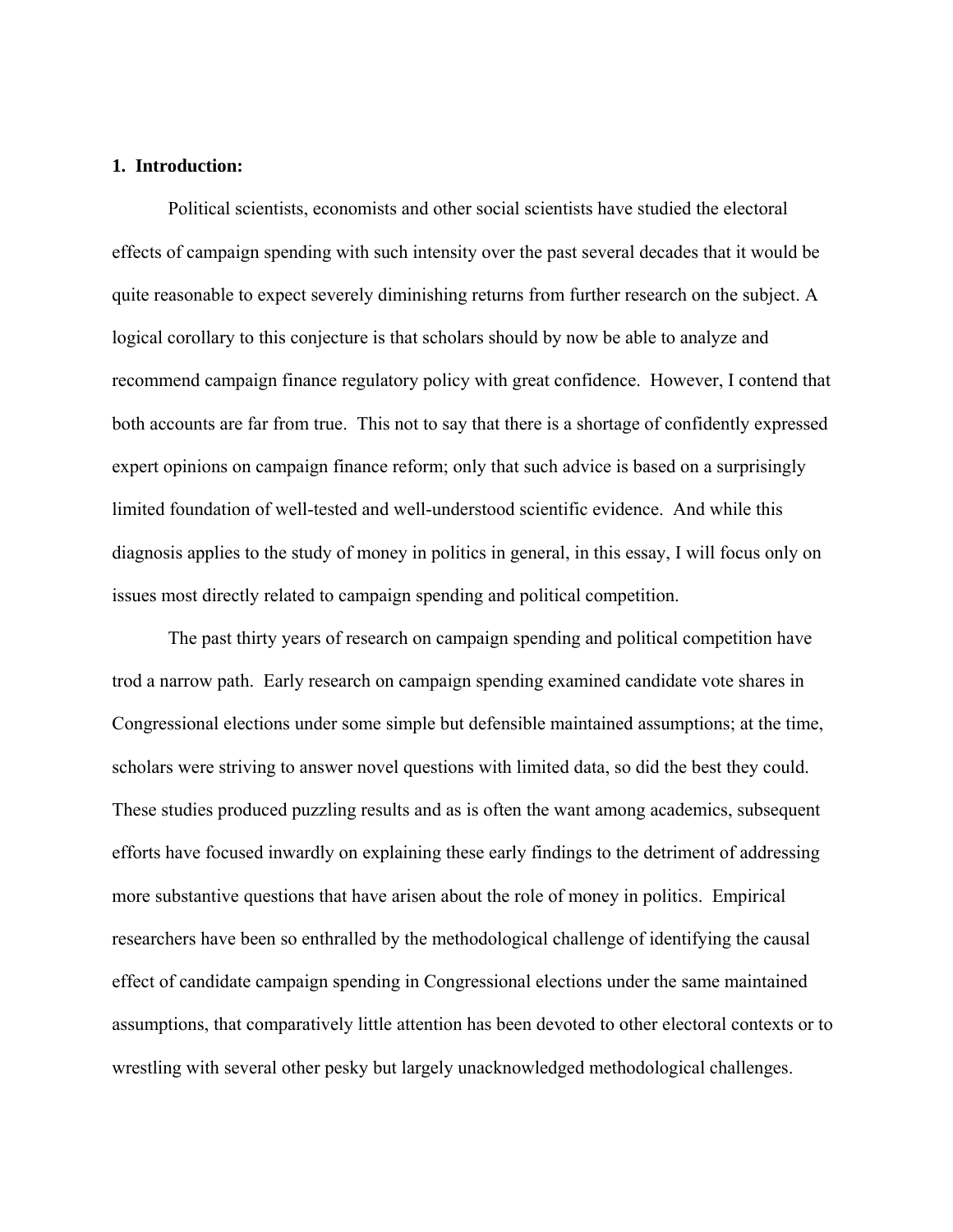## 1. Introduction:

Political scientists, economists and other social scientists have studied the electoral effects of campaign spending with such intensity over the past several decades that it would be quite reasonable to expect severely diminishing returns from further research on the subject. A logical corollary to this conjecture is that scholars should by now be able to analyze and recommend campaign finance regulatory policy with great confidence. However, I contend that both accounts are far from true. This not to say that there is a shortage of confidently expressed expert opinions on campaign finance reform; only that such advice is based on a surprisingly limited foundation of well-tested and well-understood scientific evidence. And while this diagnosis applies to the study of money in politics in general, in this essay, I will focus only on issues most directly related to campaign spending and political competition.

The past thirty years of research on campaign spending and political competition have trod a narrow path. Early research on campaign spending examined candidate vote shares in Congressional elections under some simple but defensible maintained assumptions; at the time, scholars were striving to answer novel questions with limited data, so did the best they could. These studies produced puzzling results and as is often the want among academics, subsequent efforts have focused inwardly on explaining these early findings to the detriment of addressing more substantive questions that have arisen about the role of money in politics. Empirical researchers have been so enthralled by the methodological challenge of identifying the causal effect of candidate campaign spending in Congressional elections under the same maintained assumptions, that comparatively little attention has been devoted to other electoral contexts or to wrestling with several other pesky but largely unacknowledged methodological challenges.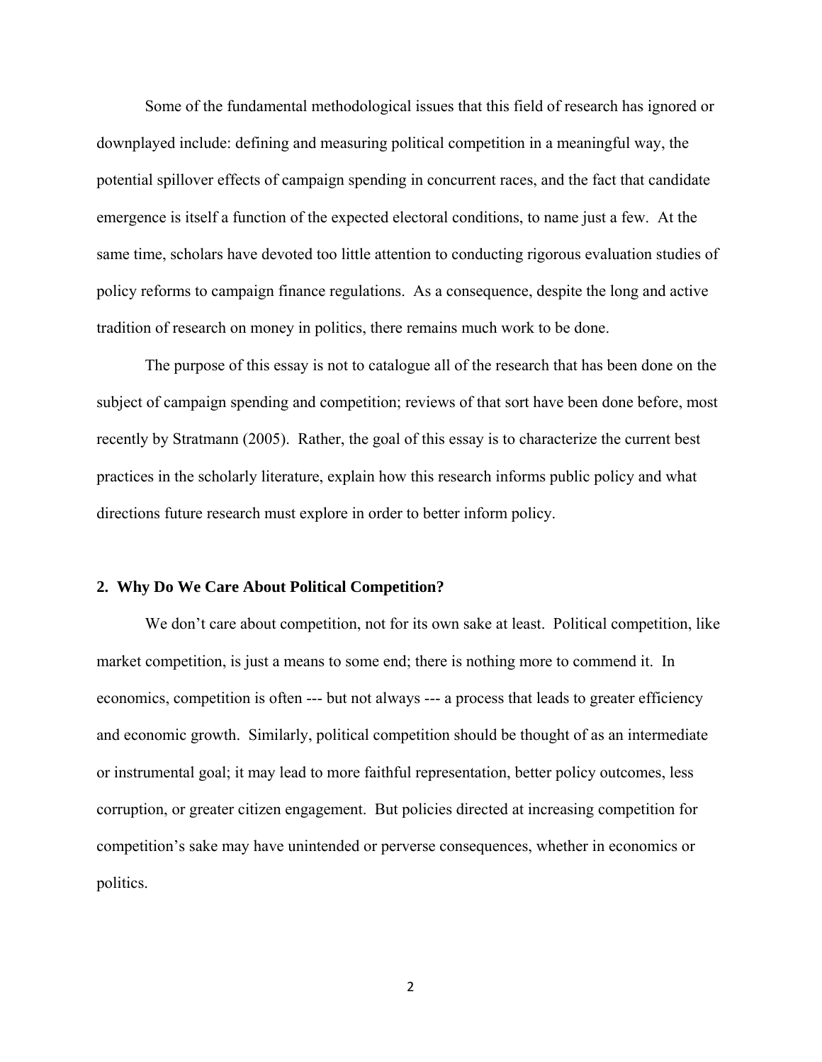Some of the fundamental methodological issues that this field of research has ignored or downplayed include: defining and measuring political competition in a meaningful way, the potential spillover effects of campaign spending in concurrent races, and the fact that candidate emergence is itself a function of the expected electoral conditions, to name just a few. At the same time, scholars have devoted too little attention to conducting rigorous evaluation studies of policy reforms to campaign finance regulations. As a consequence, despite the long and active tradition of research on money in politics, there remains much work to be done.

The purpose of this essay is not to catalogue all of the research that has been done on the subject of campaign spending and competition; reviews of that sort have been done before, most recently by Stratmann (2005). Rather, the goal of this essay is to characterize the current best practices in the scholarly literature, explain how this research informs public policy and what directions future research must explore in order to better inform policy.

## 2. Why Do We Care About Political Competition?

We don't care about competition, not for its own sake at least. Political competition, like market competition, is just a means to some end; there is nothing more to commend it. In economics, competition is often --- but not always --- a process that leads to greater efficiency and economic growth. Similarly, political competition should be thought of as an intermediate or instrumental goal; it may lead to more faithful representation, better policy outcomes, less corruption, or greater citizen engagement. But policies directed at increasing competition for competition's sake may have unintended or perverse consequences, whether in economics or politics.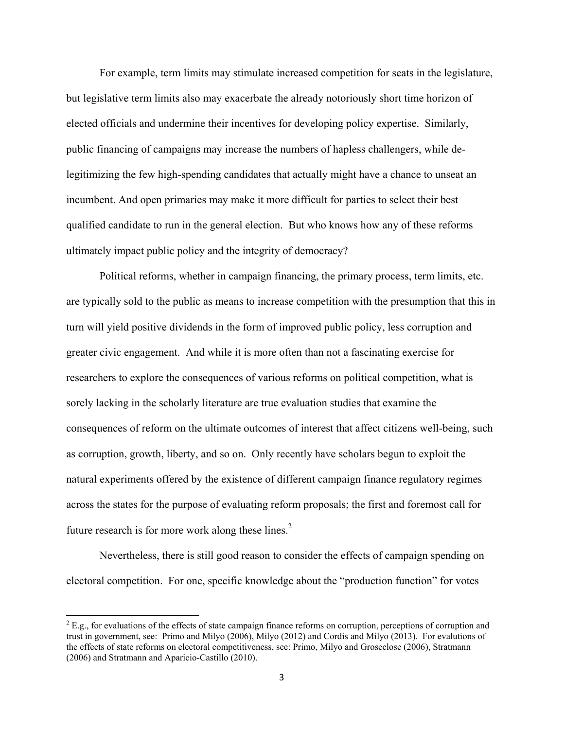For example, term limits may stimulate increased competition for seats in the legislature, but legislative term limits also may exacerbate the already notoriously short time horizon of elected officials and undermine their incentives for developing policy expertise. Similarly, public financing of campaigns may increase the numbers of hapless challengers, while de-legitimizing the few high-spending candidates that actually might have a chance to unseat an incumbent. And open primaries may make it more difficult for parties to select their best qualified candidate to run in the general election. But who knows how any of these reforms ultimately impact public policy and the integrity of democracy?

Political reforms, whether in campaign financing, the primary process, term limits, etc. are typically sold to the public as means to increase competition with the presumption that this in turn will yield positive dividends in the form of improved public policy, less corruption and greater civic engagement. And while it is more often than not a fascinating exercise for researchers to explore the consequences of various reforms on political competition, what is sorely lacking in the scholarly literature are true evaluation studies that examine the consequences of reform on the ultimate outcomes of interest that affect citizens well-being, such as corruption, growth, liberty, and so on. Only recently have scholars begun to exploit the natural experiments offered by the existence of different campaign finance regulatory regimes across the states for the purpose of evaluating reform proposals; the first and foremost call for future research is for more work along these lines.[2]

Nevertheless, there is still good reason to consider the effects of campaign spending on electoral competition. For one, specific knowledge about the "production function" for votes

---

[2] E.g., for evaluations of the effects of state campaign finance reforms on corruption, perceptions of corruption and trust in government, see: Primo and Milyo (2006), Milyo (2012) and Cordis and Milyo (2013). For evalutions of the effects of state reforms on electoral competitiveness, see: Primo, Milyo and Groseclose (2006), Stratmann (2006) and Stratmann and Aparicio-Castillo (2010).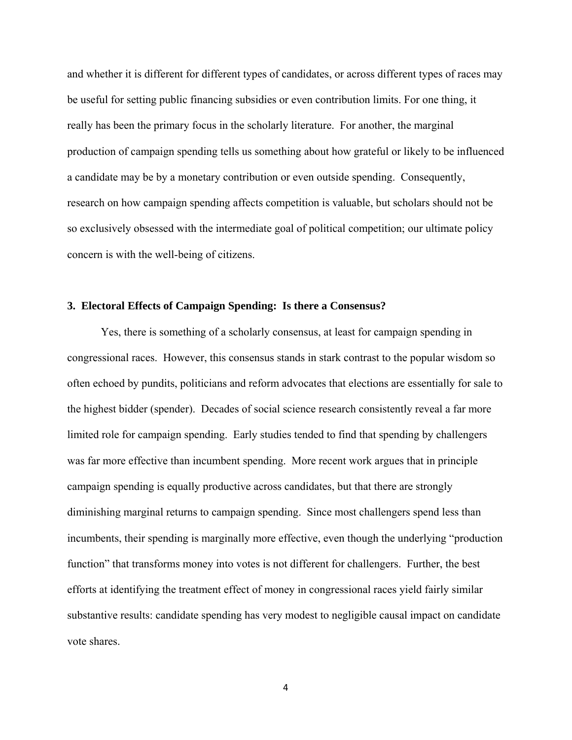and whether it is different for different types of candidates, or across different types of races may be useful for setting public financing subsidies or even contribution limits. For one thing, it really has been the primary focus in the scholarly literature. For another, the marginal production of campaign spending tells us something about how grateful or likely to be influenced a candidate may be by a monetary contribution or even outside spending. Consequently, research on how campaign spending affects competition is valuable, but scholars should not be so exclusively obsessed with the intermediate goal of political competition; our ultimate policy concern is with the well-being of citizens.

## 3. Electoral Effects of Campaign Spending: Is there a Consensus?

Yes, there is something of a scholarly consensus, at least for campaign spending in congressional races. However, this consensus stands in stark contrast to the popular wisdom so often echoed by pundits, politicians and reform advocates that elections are essentially for sale to the highest bidder (spender). Decades of social science research consistently reveal a far more limited role for campaign spending. Early studies tended to find that spending by challengers was far more effective than incumbent spending. More recent work argues that in principle campaign spending is equally productive across candidates, but that there are strongly diminishing marginal returns to campaign spending. Since most challengers spend less than incumbents, their spending is marginally more effective, even though the underlying "production function" that transforms money into votes is not different for challengers. Further, the best efforts at identifying the treatment effect of money in congressional races yield fairly similar substantive results: candidate spending has very modest to negligible causal impact on candidate vote shares.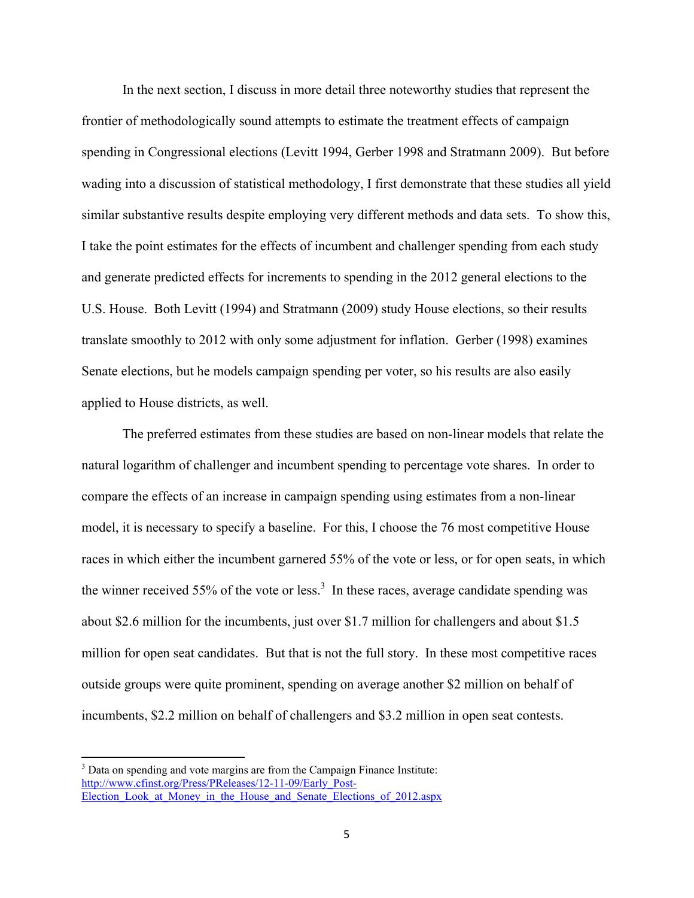In the next section, I discuss in more detail three noteworthy studies that represent the frontier of methodologically sound attempts to estimate the treatment effects of campaign spending in Congressional elections (Levitt 1994, Gerber 1998 and Stratmann 2009). But before wading into a discussion of statistical methodology, I first demonstrate that these studies all yield similar substantive results despite employing very different methods and data sets. To show this, I take the point estimates for the effects of incumbent and challenger spending from each study and generate predicted effects for increments to spending in the 2012 general elections to the U.S. House. Both Levitt (1994) and Stratmann (2009) study House elections, so their results translate smoothly to 2012 with only some adjustment for inflation. Gerber (1998) examines Senate elections, but he models campaign spending per voter, so his results are also easily applied to House districts, as well.

The preferred estimates from these studies are based on non-linear models that relate the natural logarithm of challenger and incumbent spending to percentage vote shares. In order to compare the effects of an increase in campaign spending using estimates from a non-linear model, it is necessary to specify a baseline. For this, I choose the 76 most competitive House races in which either the incumbent garnered 55% of the vote or less, or for open seats, in which the winner received 55% of the vote or less.[3] In these races, average candidate spending was about $2.6 million for the incumbents, just over $1.7 million for challengers and about $1.5 million for open seat candidates. But that is not the full story. In these most competitive races outside groups were quite prominent, spending on average another $2 million on behalf of incumbents, $2.2 million on behalf of challengers and $3.2 million in open seat contests.

---

[3] Data on spending and vote margins are from the Campaign Finance Institute: http://www.cfinst.org/Press/PReleases/12-11-09/Early_Post-Election_Look_at_Money_in_the_House_and_Senate_Elections_of_2012.aspx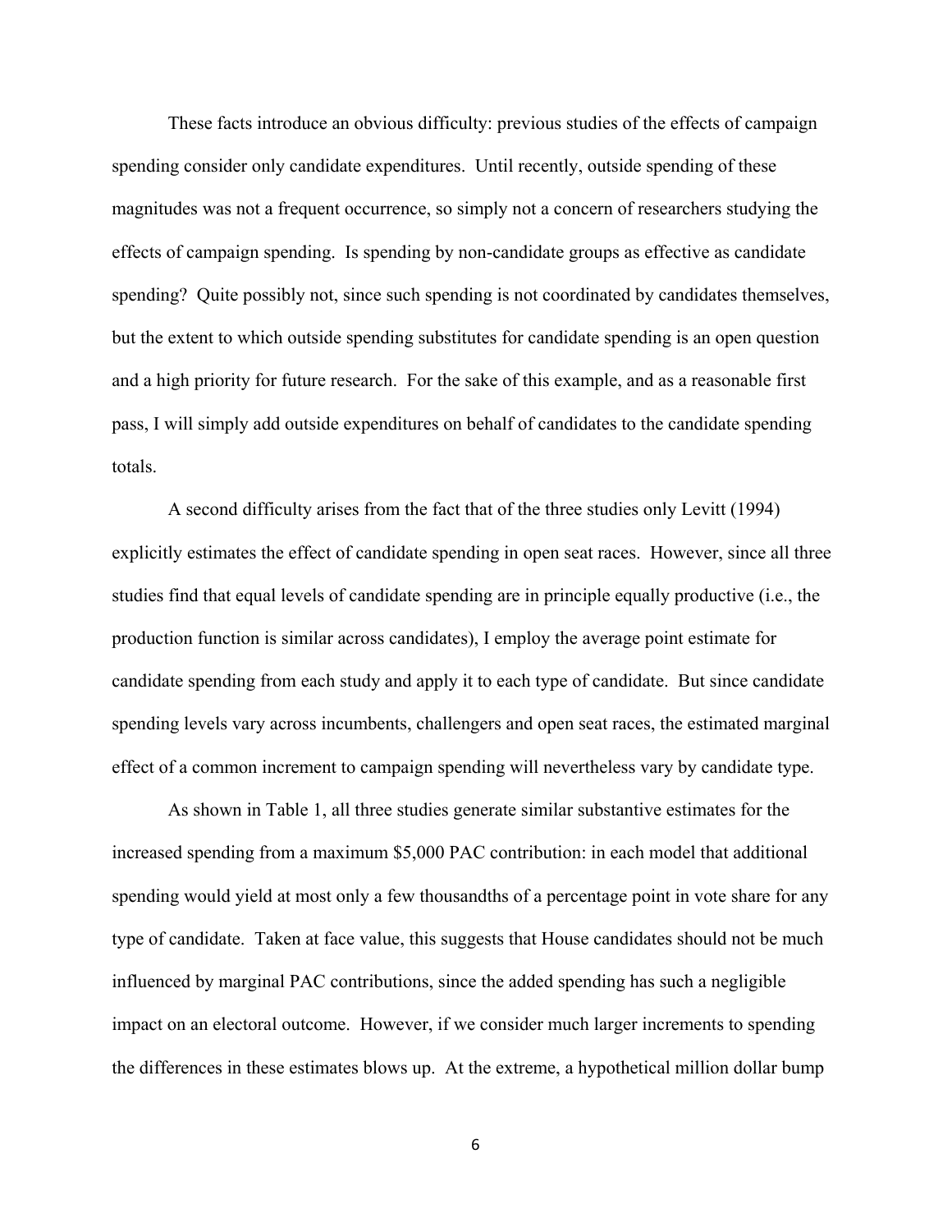These facts introduce an obvious difficulty: previous studies of the effects of campaign spending consider only candidate expenditures. Until recently, outside spending of these magnitudes was not a frequent occurrence, so simply not a concern of researchers studying the effects of campaign spending. Is spending by non-candidate groups as effective as candidate spending? Quite possibly not, since such spending is not coordinated by candidates themselves, but the extent to which outside spending substitutes for candidate spending is an open question and a high priority for future research. For the sake of this example, and as a reasonable first pass, I will simply add outside expenditures on behalf of candidates to the candidate spending totals.

A second difficulty arises from the fact that of the three studies only Levitt (1994) explicitly estimates the effect of candidate spending in open seat races. However, since all three studies find that equal levels of candidate spending are in principle equally productive (i.e., the production function is similar across candidates), I employ the average point estimate for candidate spending from each study and apply it to each type of candidate. But since candidate spending levels vary across incumbents, challengers and open seat races, the estimated marginal effect of a common increment to campaign spending will nevertheless vary by candidate type.

As shown in Table 1, all three studies generate similar substantive estimates for the increased spending from a maximum \$5,000 PAC contribution: in each model that additional spending would yield at most only a few thousandths of a percentage point in vote share for any type of candidate. Taken at face value, this suggests that House candidates should not be much influenced by marginal PAC contributions, since the added spending has such a negligible impact on an electoral outcome. However, if we consider much larger increments to spending the differences in these estimates blows up. At the extreme, a hypothetical million dollar bump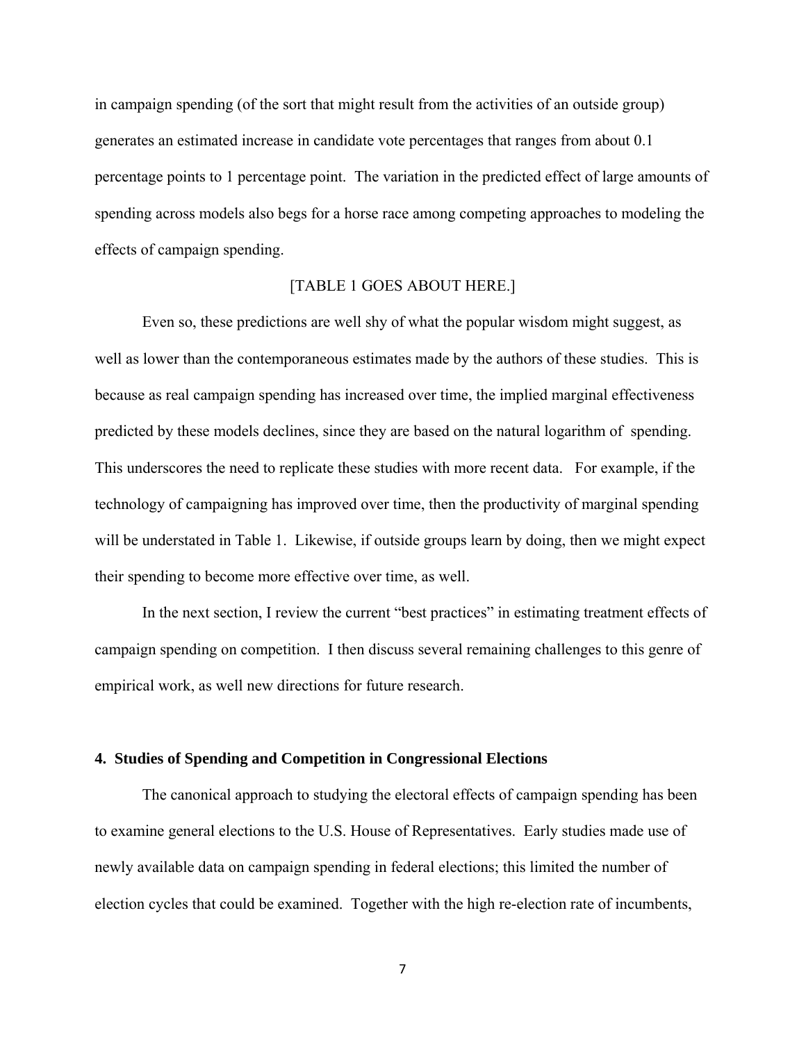in campaign spending (of the sort that might result from the activities of an outside group) generates an estimated increase in candidate vote percentages that ranges from about 0.1 percentage points to 1 percentage point. The variation in the predicted effect of large amounts of spending across models also begs for a horse race among competing approaches to modeling the effects of campaign spending.

[TABLE 1 GOES ABOUT HERE.]

Even so, these predictions are well shy of what the popular wisdom might suggest, as well as lower than the contemporaneous estimates made by the authors of these studies. This is because as real campaign spending has increased over time, the implied marginal effectiveness predicted by these models declines, since they are based on the natural logarithm of spending. This underscores the need to replicate these studies with more recent data. For example, if the technology of campaigning has improved over time, then the productivity of marginal spending will be understated in Table 1. Likewise, if outside groups learn by doing, then we might expect their spending to become more effective over time, as well.

In the next section, I review the current "best practices" in estimating treatment effects of campaign spending on competition. I then discuss several remaining challenges to this genre of empirical work, as well new directions for future research.

## 4. Studies of Spending and Competition in Congressional Elections

The canonical approach to studying the electoral effects of campaign spending has been to examine general elections to the U.S. House of Representatives. Early studies made use of newly available data on campaign spending in federal elections; this limited the number of election cycles that could be examined. Together with the high re-election rate of incumbents,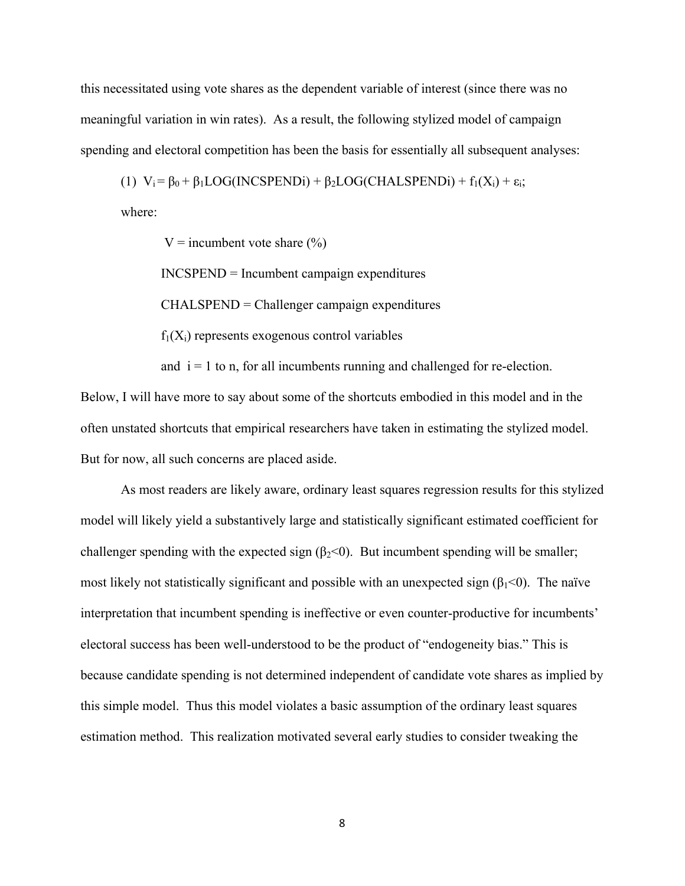this necessitated using vote shares as the dependent variable of interest (since there was no meaningful variation in win rates). As a result, the following stylized model of campaign spending and electoral competition has been the basis for essentially all subsequent analyses:

(1) $V_i = \beta_0 + \beta_1 LOG(INCSPENDi) + \beta_2 LOG(CHALSPENDi) + f_1(X_i) + \varepsilon_i$;

where:

V = incumbent vote share (%)

INCSPEND = Incumbent campaign expenditures

CHALSPEND = Challenger campaign expenditures

$f_1(X_i)$ represents exogenous control variables

and i = 1 to n, for all incumbents running and challenged for re-election.

Below, I will have more to say about some of the shortcuts embodied in this model and in the often unstated shortcuts that empirical researchers have taken in estimating the stylized model. But for now, all such concerns are placed aside.

As most readers are likely aware, ordinary least squares regression results for this stylized model will likely yield a substantively large and statistically significant estimated coefficient for challenger spending with the expected sign ($\beta_2<0$). But incumbent spending will be smaller; most likely not statistically significant and possible with an unexpected sign ($\beta_1<0$). The naïve interpretation that incumbent spending is ineffective or even counter-productive for incumbents' electoral success has been well-understood to be the product of "endogeneity bias." This is because candidate spending is not determined independent of candidate vote shares as implied by this simple model. Thus this model violates a basic assumption of the ordinary least squares estimation method. This realization motivated several early studies to consider tweaking the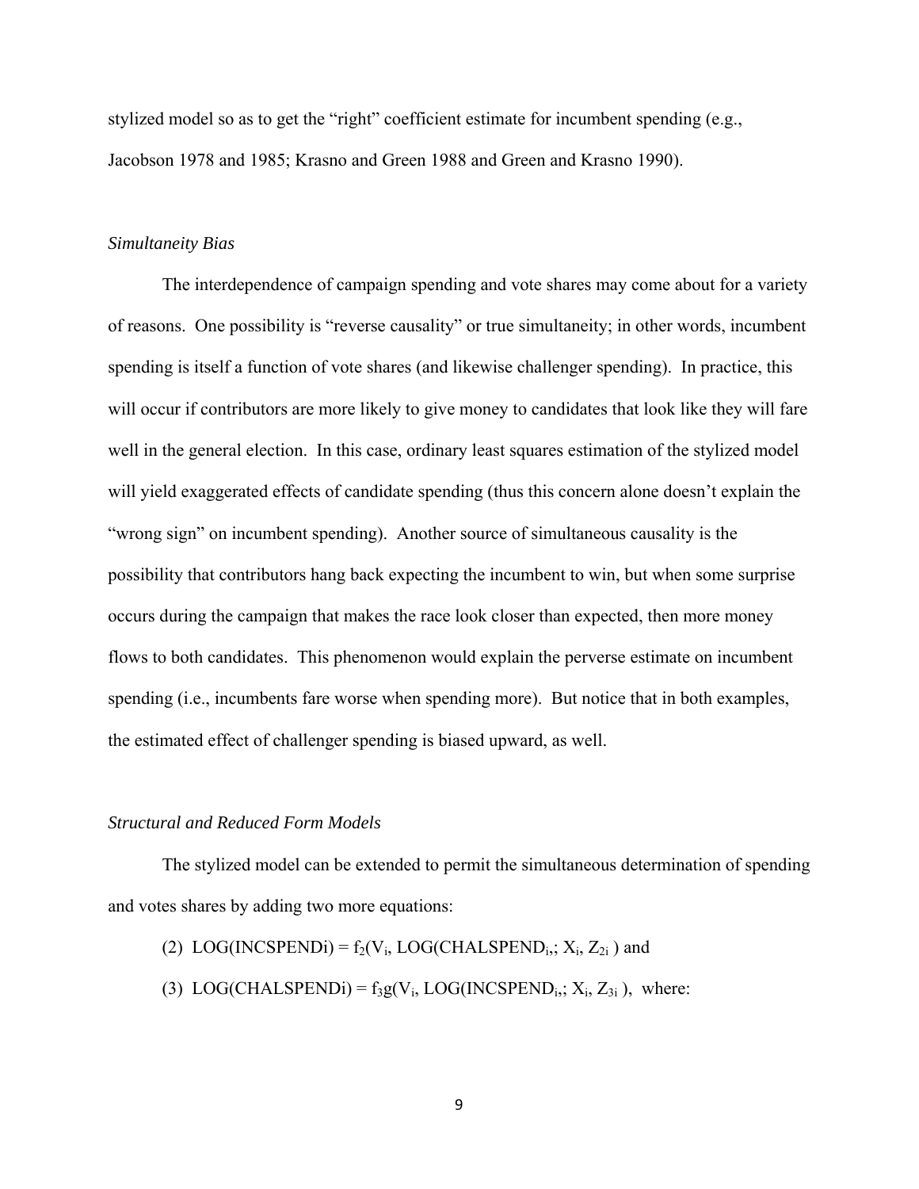stylized model so as to get the "right" coefficient estimate for incumbent spending (e.g., Jacobson 1978 and 1985; Krasno and Green 1988 and Green and Krasno 1990).

### *Simultaneity Bias*

The interdependence of campaign spending and vote shares may come about for a variety of reasons. One possibility is "reverse causality" or true simultaneity; in other words, incumbent spending is itself a function of vote shares (and likewise challenger spending). In practice, this will occur if contributors are more likely to give money to candidates that look like they will fare well in the general election. In this case, ordinary least squares estimation of the stylized model will yield exaggerated effects of candidate spending (thus this concern alone doesn't explain the "wrong sign" on incumbent spending). Another source of simultaneous causality is the possibility that contributors hang back expecting the incumbent to win, but when some surprise occurs during the campaign that makes the race look closer than expected, then more money flows to both candidates. This phenomenon would explain the perverse estimate on incumbent spending (i.e., incumbents fare worse when spending more). But notice that in both examples, the estimated effect of challenger spending is biased upward, as well.

### *Structural and Reduced Form Models*

The stylized model can be extended to permit the simultaneous determination of spending and votes shares by adding two more equations:

(2) $\text{LOG}(\text{INCSPENDi}) = f_2(V_i, \text{LOG}(\text{CHALSPEND}_{i,}; X_i, Z_{2i})$ and

(3) $\text{LOG}(\text{CHALSPENDi}) = f_3g(V_i, \text{LOG}(\text{INCSPEND}_{i,}; X_i, Z_{3i})$, where: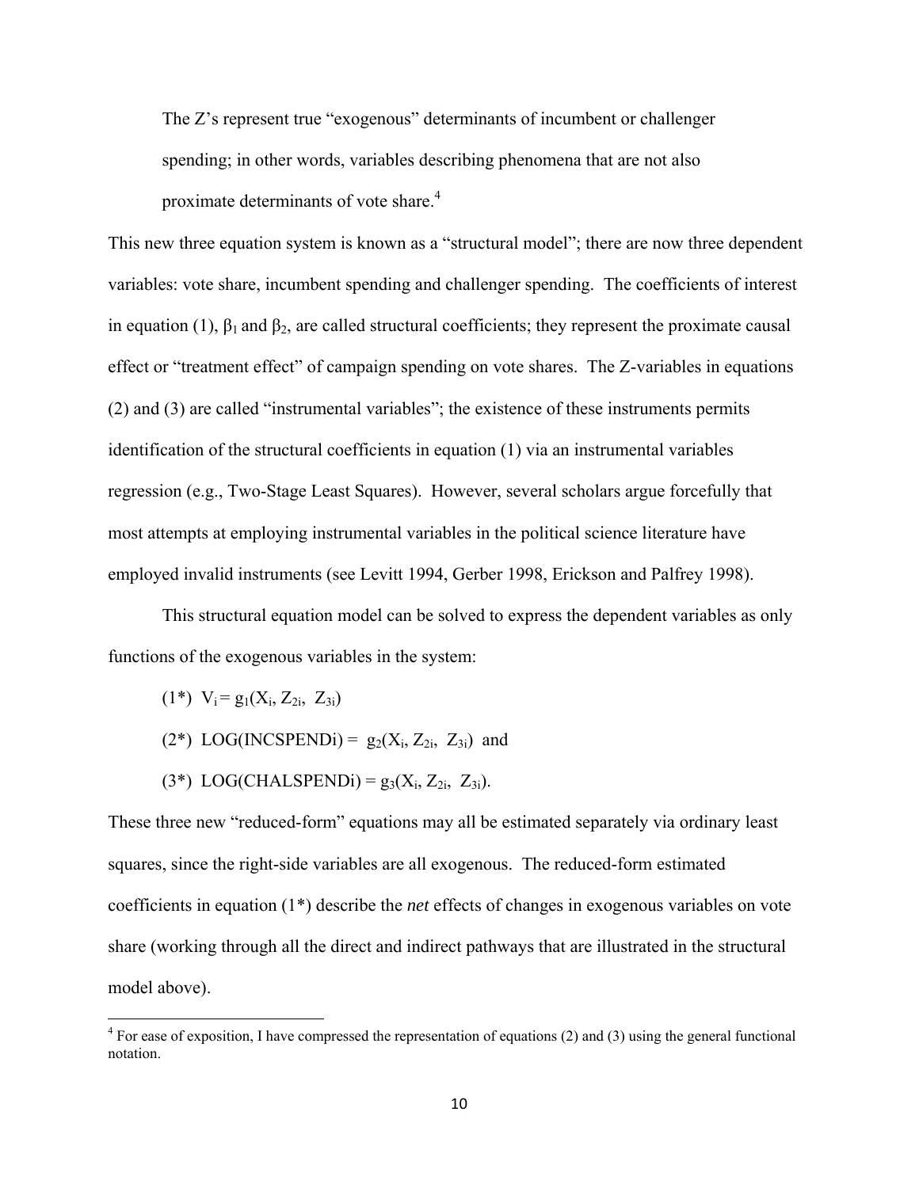The Z's represent true "exogenous" determinants of incumbent or challenger spending; in other words, variables describing phenomena that are not also proximate determinants of vote share.[4]

This new three equation system is known as a "structural model"; there are now three dependent variables: vote share, incumbent spending and challenger spending. The coefficients of interest in equation (1), $\beta_1$ and $\beta_2$, are called structural coefficients; they represent the proximate causal effect or "treatment effect" of campaign spending on vote shares. The Z-variables in equations (2) and (3) are called "instrumental variables"; the existence of these instruments permits identification of the structural coefficients in equation (1) via an instrumental variables regression (e.g., Two-Stage Least Squares). However, several scholars argue forcefully that most attempts at employing instrumental variables in the political science literature have employed invalid instruments (see Levitt 1994, Gerber 1998, Erickson and Palfrey 1998).

This structural equation model can be solved to express the dependent variables as only functions of the exogenous variables in the system:

(1*) $V_i = g_1(X_i, Z_{2i}, Z_{3i})$

(2*) $\text{LOG(INCSPENDi)} = g_2(X_i, Z_{2i}, Z_{3i})$ and

(3*) $\text{LOG(CHALSPENDi)} = g_3(X_i, Z_{2i}, Z_{3i})$.

These three new "reduced-form" equations may all be estimated separately via ordinary least squares, since the right-side variables are all exogenous. The reduced-form estimated coefficients in equation (1*) describe the *net* effects of changes in exogenous variables on vote share (working through all the direct and indirect pathways that are illustrated in the structural model above).

[4] For ease of exposition, I have compressed the representation of equations (2) and (3) using the general functional notation.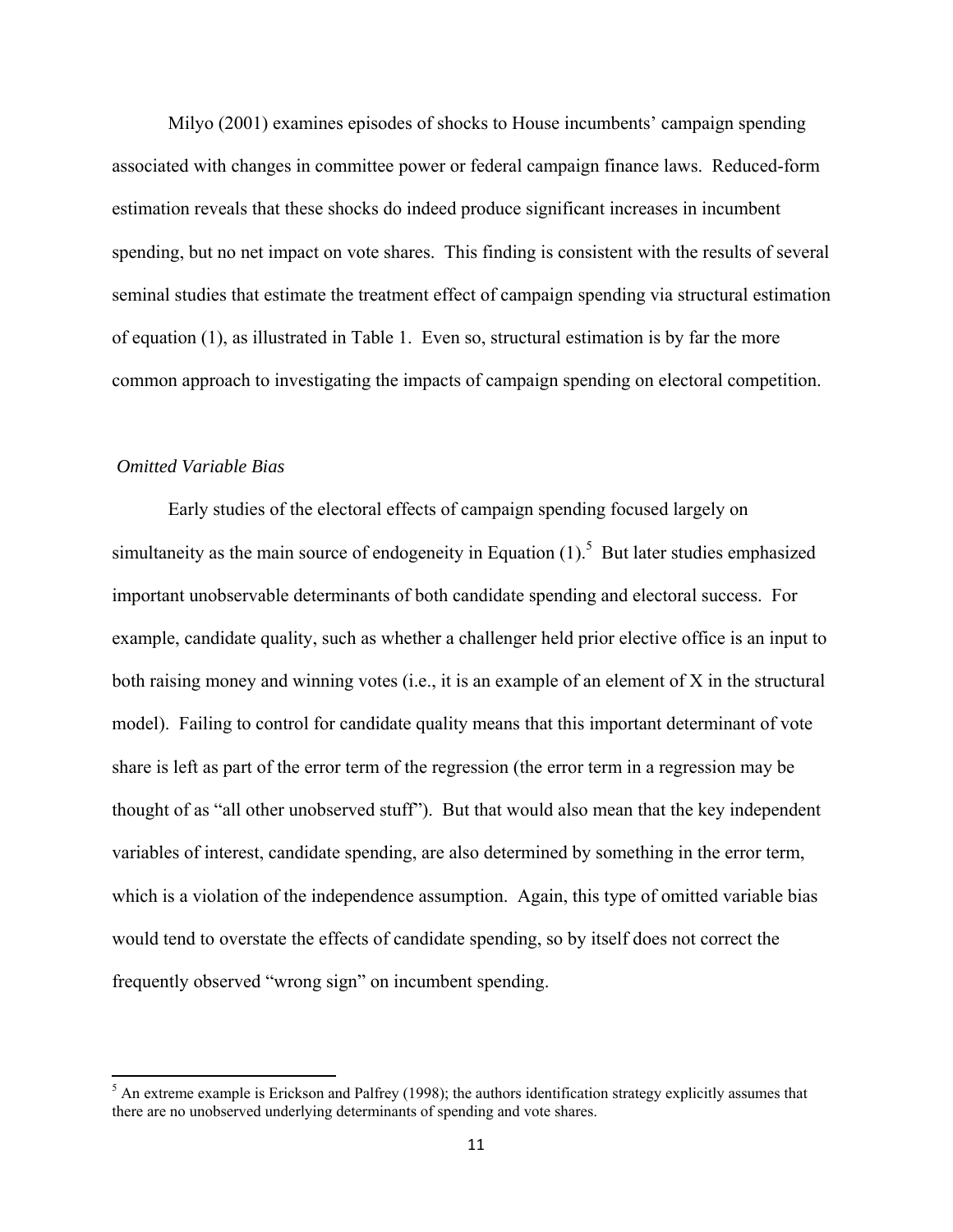Milyo (2001) examines episodes of shocks to House incumbents' campaign spending associated with changes in committee power or federal campaign finance laws. Reduced-form estimation reveals that these shocks do indeed produce significant increases in incumbent spending, but no net impact on vote shares. This finding is consistent with the results of several seminal studies that estimate the treatment effect of campaign spending via structural estimation of equation (1), as illustrated in Table 1. Even so, structural estimation is by far the more common approach to investigating the impacts of campaign spending on electoral competition.

*Omitted Variable Bias*

Early studies of the electoral effects of campaign spending focused largely on simultaneity as the main source of endogeneity in Equation (1).[5] But later studies emphasized important unobservable determinants of both candidate spending and electoral success. For example, candidate quality, such as whether a challenger held prior elective office is an input to both raising money and winning votes (i.e., it is an example of an element of X in the structural model). Failing to control for candidate quality means that this important determinant of vote share is left as part of the error term of the regression (the error term in a regression may be thought of as "all other unobserved stuff"). But that would also mean that the key independent variables of interest, candidate spending, are also determined by something in the error term, which is a violation of the independence assumption. Again, this type of omitted variable bias would tend to overstate the effects of candidate spending, so by itself does not correct the frequently observed "wrong sign" on incumbent spending.

[5] An extreme example is Erickson and Palfrey (1998); the authors identification strategy explicitly assumes that there are no unobserved underlying determinants of spending and vote shares.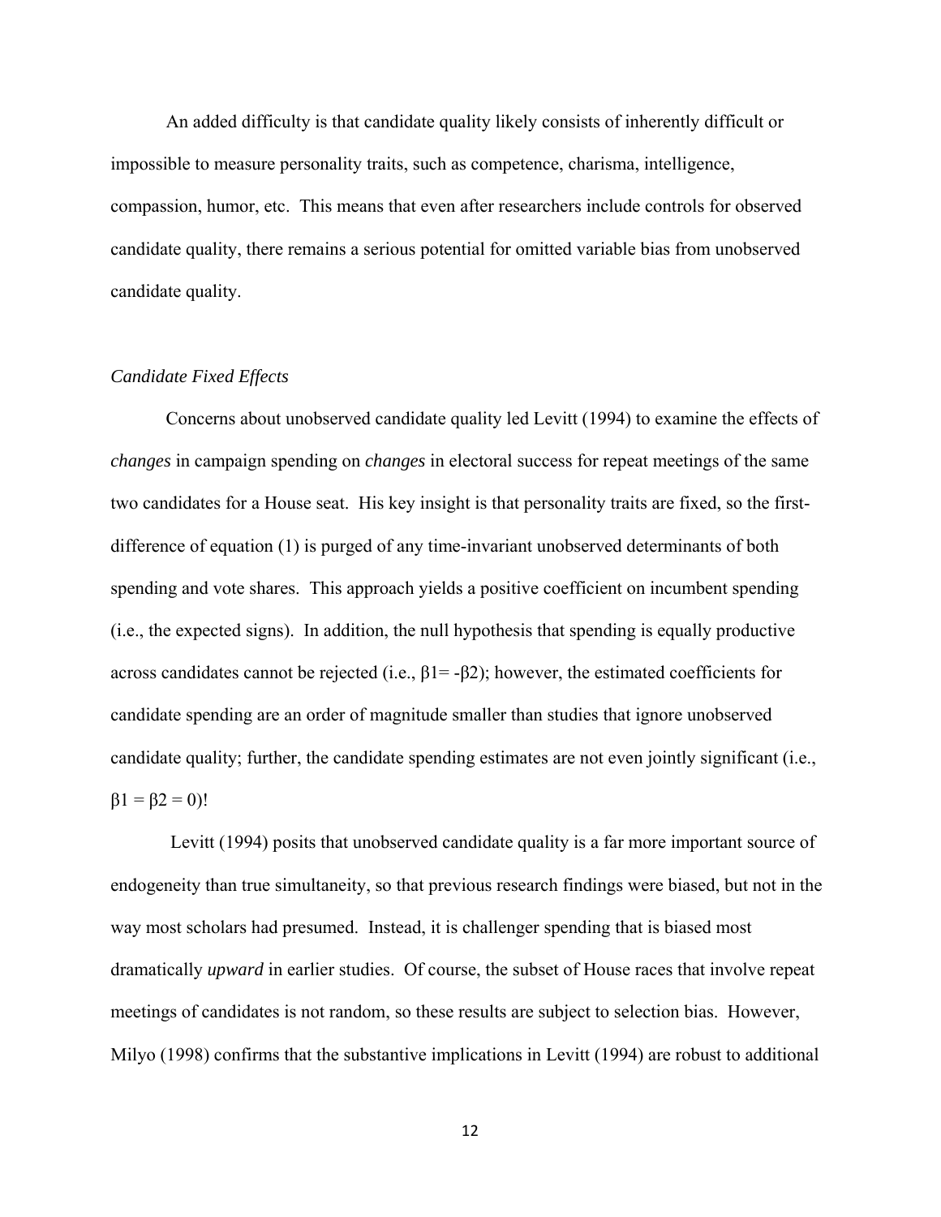An added difficulty is that candidate quality likely consists of inherently difficult or impossible to measure personality traits, such as competence, charisma, intelligence, compassion, humor, etc. This means that even after researchers include controls for observed candidate quality, there remains a serious potential for omitted variable bias from unobserved candidate quality.

### *Candidate Fixed Effects*

Concerns about unobserved candidate quality led Levitt (1994) to examine the effects of *changes* in campaign spending on *changes* in electoral success for repeat meetings of the same two candidates for a House seat. His key insight is that personality traits are fixed, so the first-difference of equation (1) is purged of any time-invariant unobserved determinants of both spending and vote shares. This approach yields a positive coefficient on incumbent spending (i.e., the expected signs). In addition, the null hypothesis that spending is equally productive across candidates cannot be rejected (i.e., $\beta 1 = -\beta 2$); however, the estimated coefficients for candidate spending are an order of magnitude smaller than studies that ignore unobserved candidate quality; further, the candidate spending estimates are not even jointly significant (i.e., $\beta 1 = \beta 2 = 0$)!

Levitt (1994) posits that unobserved candidate quality is a far more important source of endogeneity than true simultaneity, so that previous research findings were biased, but not in the way most scholars had presumed. Instead, it is challenger spending that is biased most dramatically *upward* in earlier studies. Of course, the subset of House races that involve repeat meetings of candidates is not random, so these results are subject to selection bias. However, Milyo (1998) confirms that the substantive implications in Levitt (1994) are robust to additional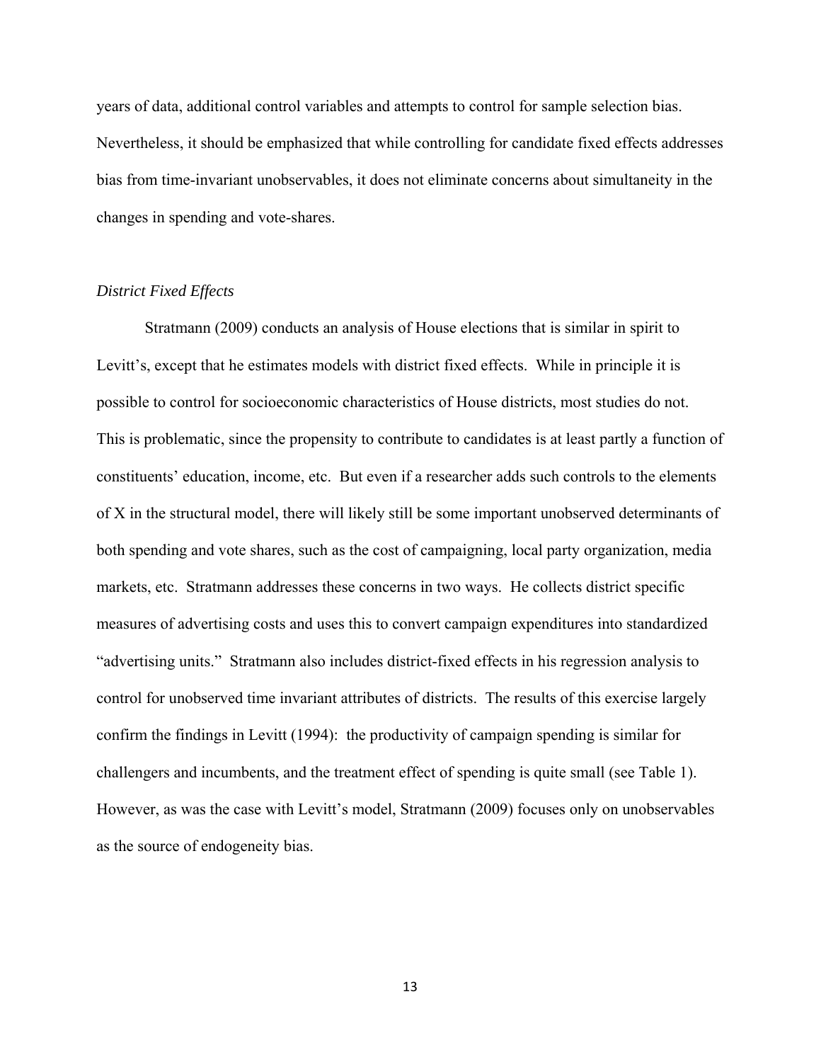years of data, additional control variables and attempts to control for sample selection bias. Nevertheless, it should be emphasized that while controlling for candidate fixed effects addresses bias from time-invariant unobservables, it does not eliminate concerns about simultaneity in the changes in spending and vote-shares.

### *District Fixed Effects*

Stratmann (2009) conducts an analysis of House elections that is similar in spirit to Levitt's, except that he estimates models with district fixed effects. While in principle it is possible to control for socioeconomic characteristics of House districts, most studies do not. This is problematic, since the propensity to contribute to candidates is at least partly a function of constituents' education, income, etc. But even if a researcher adds such controls to the elements of X in the structural model, there will likely still be some important unobserved determinants of both spending and vote shares, such as the cost of campaigning, local party organization, media markets, etc. Stratmann addresses these concerns in two ways. He collects district specific measures of advertising costs and uses this to convert campaign expenditures into standardized "advertising units." Stratmann also includes district-fixed effects in his regression analysis to control for unobserved time invariant attributes of districts. The results of this exercise largely confirm the findings in Levitt (1994): the productivity of campaign spending is similar for challengers and incumbents, and the treatment effect of spending is quite small (see Table 1). However, as was the case with Levitt's model, Stratmann (2009) focuses only on unobservables as the source of endogeneity bias.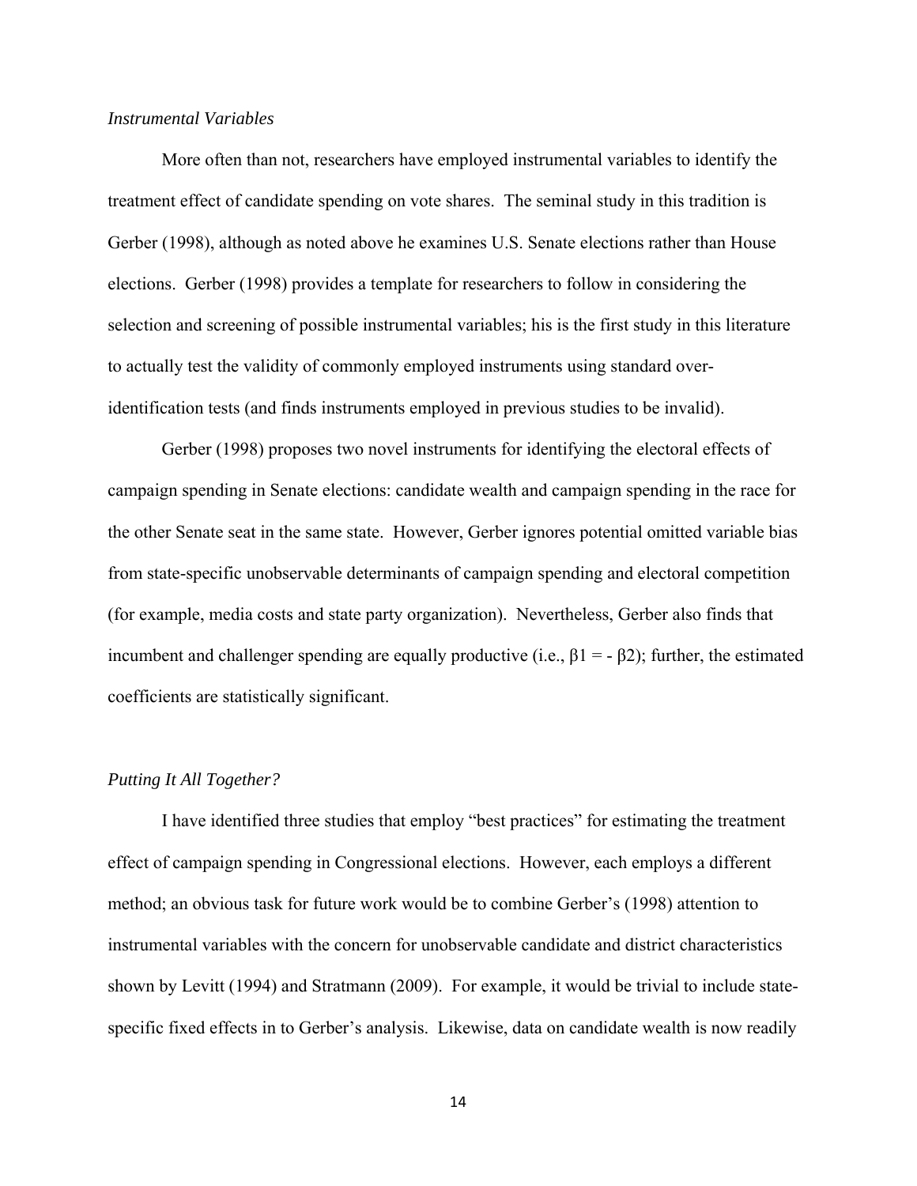*Instrumental Variables*

More often than not, researchers have employed instrumental variables to identify the treatment effect of candidate spending on vote shares. The seminal study in this tradition is Gerber (1998), although as noted above he examines U.S. Senate elections rather than House elections. Gerber (1998) provides a template for researchers to follow in considering the selection and screening of possible instrumental variables; his is the first study in this literature to actually test the validity of commonly employed instruments using standard over-identification tests (and finds instruments employed in previous studies to be invalid).

Gerber (1998) proposes two novel instruments for identifying the electoral effects of campaign spending in Senate elections: candidate wealth and campaign spending in the race for the other Senate seat in the same state. However, Gerber ignores potential omitted variable bias from state-specific unobservable determinants of campaign spending and electoral competition (for example, media costs and state party organization). Nevertheless, Gerber also finds that incumbent and challenger spending are equally productive (i.e., $\beta 1 = - \beta 2$); further, the estimated coefficients are statistically significant.

*Putting It All Together?*

I have identified three studies that employ "best practices" for estimating the treatment effect of campaign spending in Congressional elections. However, each employs a different method; an obvious task for future work would be to combine Gerber's (1998) attention to instrumental variables with the concern for unobservable candidate and district characteristics shown by Levitt (1994) and Stratmann (2009). For example, it would be trivial to include state-specific fixed effects in to Gerber's analysis. Likewise, data on candidate wealth is now readily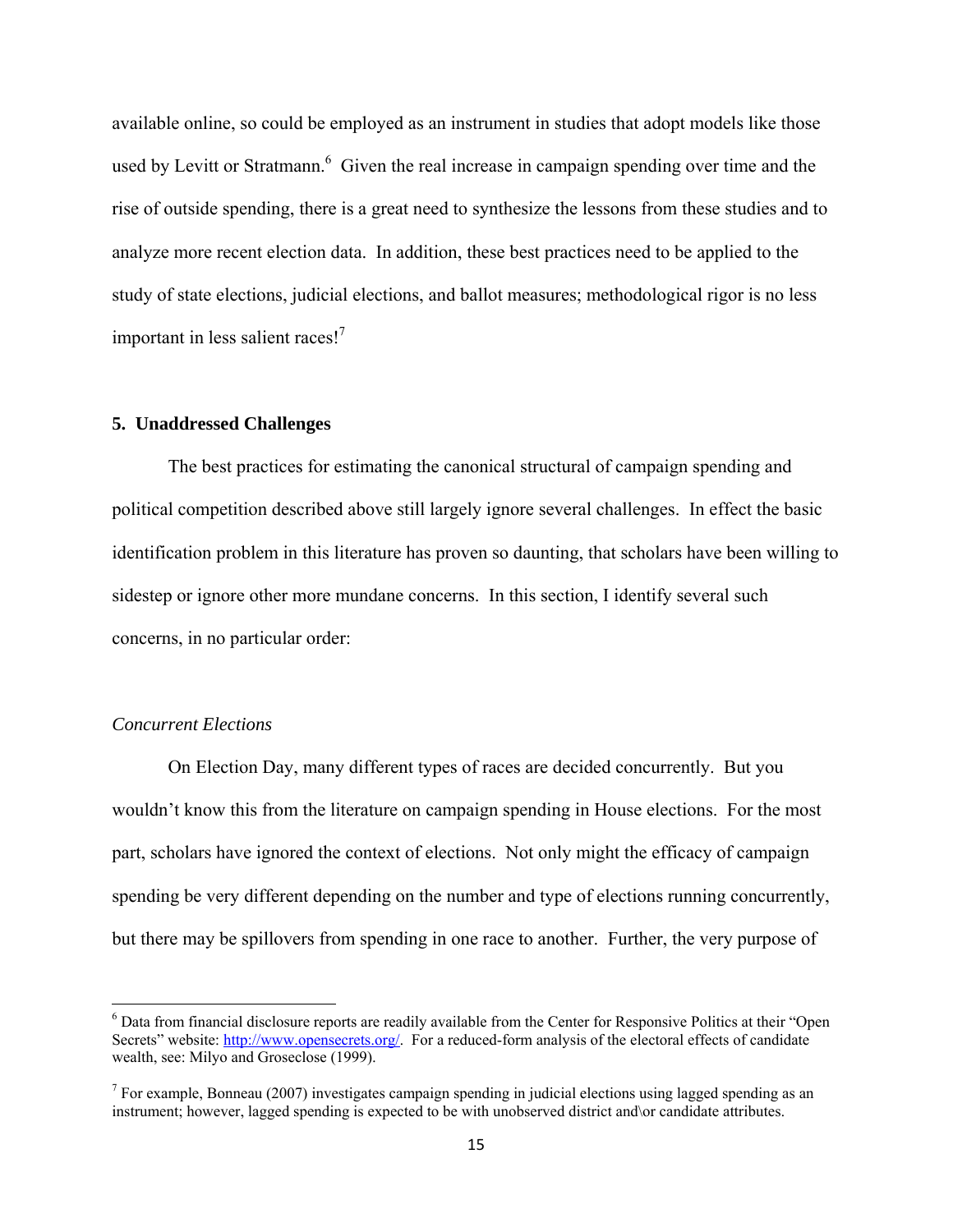available online, so could be employed as an instrument in studies that adopt models like those used by Levitt or Stratmann.[6] Given the real increase in campaign spending over time and the rise of outside spending, there is a great need to synthesize the lessons from these studies and to analyze more recent election data. In addition, these best practices need to be applied to the study of state elections, judicial elections, and ballot measures; methodological rigor is no less important in less salient races![7]

### 5. Unaddressed Challenges

The best practices for estimating the canonical structural of campaign spending and political competition described above still largely ignore several challenges. In effect the basic identification problem in this literature has proven so daunting, that scholars have been willing to sidestep or ignore other more mundane concerns. In this section, I identify several such concerns, in no particular order:

*Concurrent Elections*

On Election Day, many different types of races are decided concurrently. But you wouldn't know this from the literature on campaign spending in House elections. For the most part, scholars have ignored the context of elections. Not only might the efficacy of campaign spending be very different depending on the number and type of elections running concurrently, but there may be spillovers from spending in one race to another. Further, the very purpose of

---

[6] Data from financial disclosure reports are readily available from the Center for Responsive Politics at their "Open Secrets" website: http://www.opensecrets.org/. For a reduced-form analysis of the electoral effects of candidate wealth, see: Milyo and Groseclose (1999).

[7] For example, Bonneau (2007) investigates campaign spending in judicial elections using lagged spending as an instrument; however, lagged spending is expected to be with unobserved district and\or candidate attributes.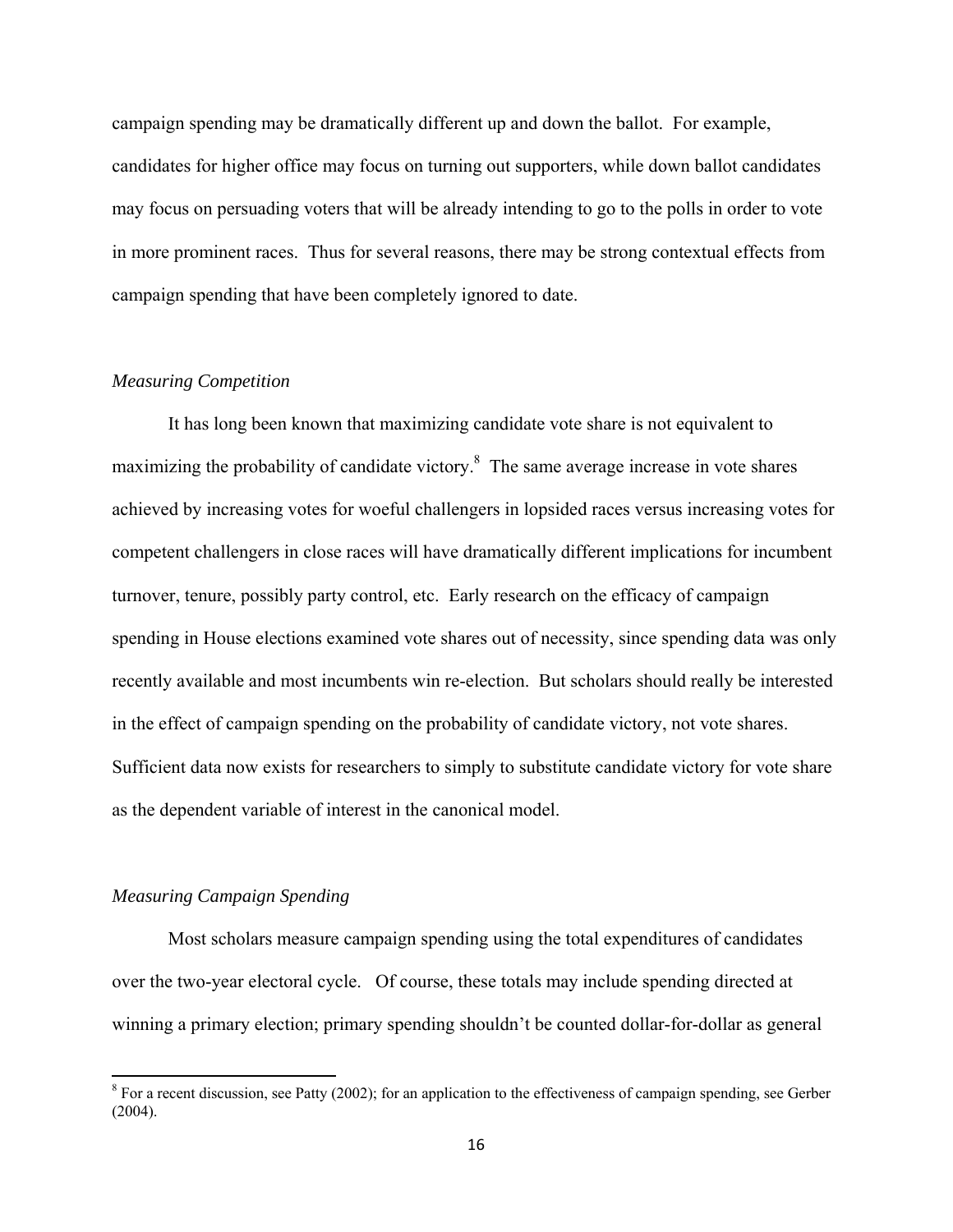campaign spending may be dramatically different up and down the ballot. For example, candidates for higher office may focus on turning out supporters, while down ballot candidates may focus on persuading voters that will be already intending to go to the polls in order to vote in more prominent races. Thus for several reasons, there may be strong contextual effects from campaign spending that have been completely ignored to date.

### *Measuring Competition*

It has long been known that maximizing candidate vote share is not equivalent to maximizing the probability of candidate victory.[8] The same average increase in vote shares achieved by increasing votes for woeful challengers in lopsided races versus increasing votes for competent challengers in close races will have dramatically different implications for incumbent turnover, tenure, possibly party control, etc. Early research on the efficacy of campaign spending in House elections examined vote shares out of necessity, since spending data was only recently available and most incumbents win re-election. But scholars should really be interested in the effect of campaign spending on the probability of candidate victory, not vote shares. Sufficient data now exists for researchers to simply to substitute candidate victory for vote share as the dependent variable of interest in the canonical model.

### *Measuring Campaign Spending*

Most scholars measure campaign spending using the total expenditures of candidates over the two-year electoral cycle. Of course, these totals may include spending directed at winning a primary election; primary spending shouldn't be counted dollar-for-dollar as general

[8] For a recent discussion, see Patty (2002); for an application to the effectiveness of campaign spending, see Gerber (2004).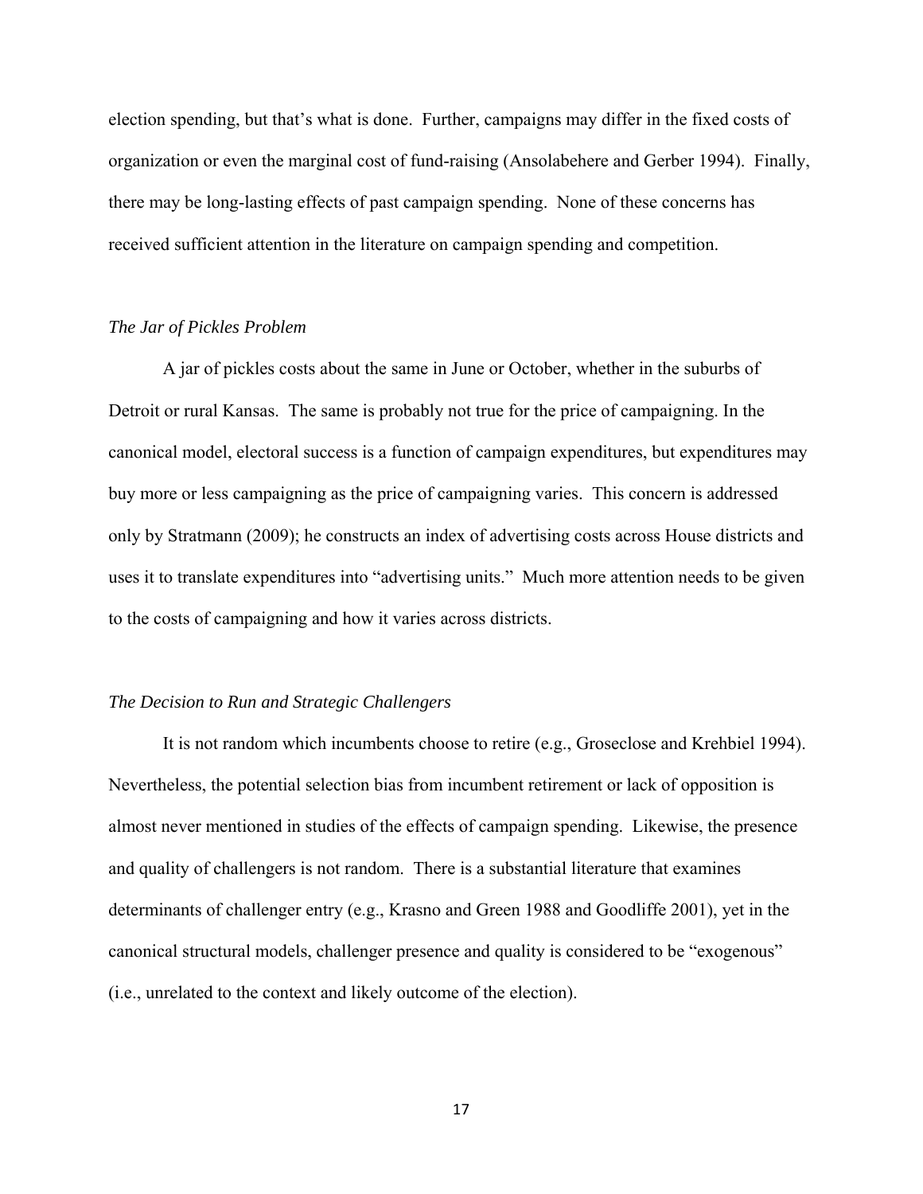election spending, but that's what is done. Further, campaigns may differ in the fixed costs of organization or even the marginal cost of fund-raising (Ansolabehere and Gerber 1994). Finally, there may be long-lasting effects of past campaign spending. None of these concerns has received sufficient attention in the literature on campaign spending and competition.

### *The Jar of Pickles Problem*

A jar of pickles costs about the same in June or October, whether in the suburbs of Detroit or rural Kansas. The same is probably not true for the price of campaigning. In the canonical model, electoral success is a function of campaign expenditures, but expenditures may buy more or less campaigning as the price of campaigning varies. This concern is addressed only by Stratmann (2009); he constructs an index of advertising costs across House districts and uses it to translate expenditures into "advertising units." Much more attention needs to be given to the costs of campaigning and how it varies across districts.

### *The Decision to Run and Strategic Challengers*

It is not random which incumbents choose to retire (e.g., Groseclose and Krehbiel 1994). Nevertheless, the potential selection bias from incumbent retirement or lack of opposition is almost never mentioned in studies of the effects of campaign spending. Likewise, the presence and quality of challengers is not random. There is a substantial literature that examines determinants of challenger entry (e.g., Krasno and Green 1988 and Goodliffe 2001), yet in the canonical structural models, challenger presence and quality is considered to be "exogenous" (i.e., unrelated to the context and likely outcome of the election).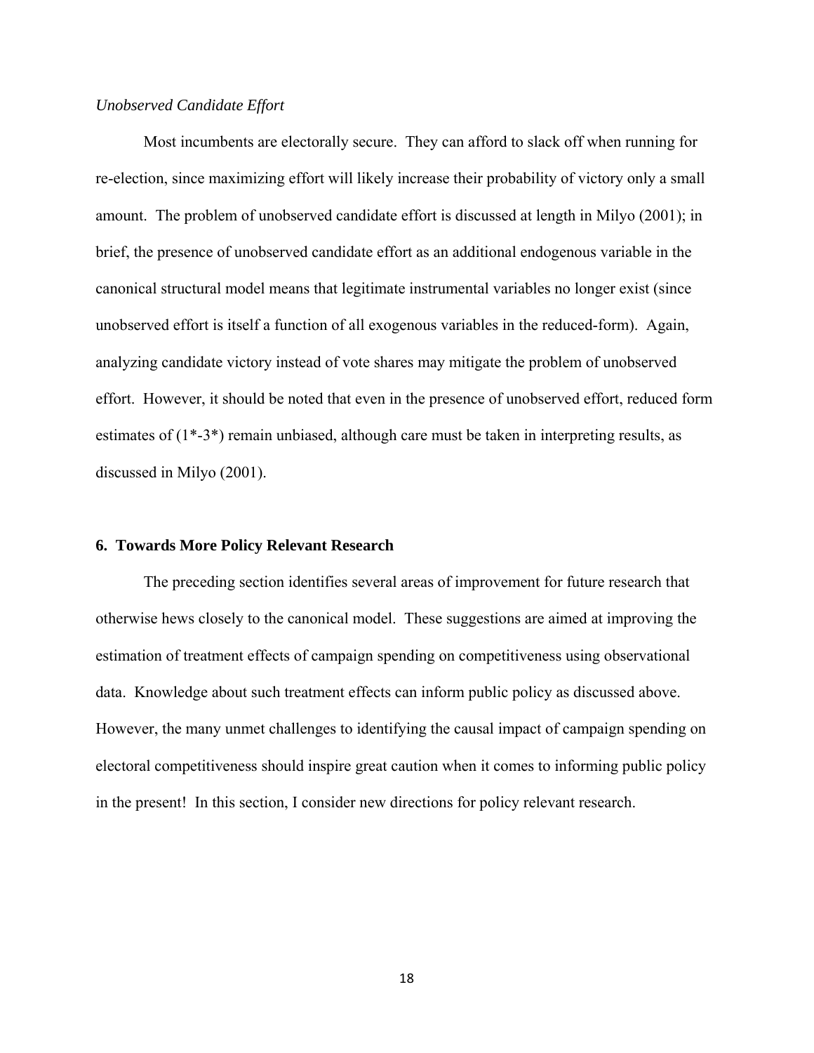*Unobserved Candidate Effort*

Most incumbents are electorally secure. They can afford to slack off when running for re-election, since maximizing effort will likely increase their probability of victory only a small amount. The problem of unobserved candidate effort is discussed at length in Milyo (2001); in brief, the presence of unobserved candidate effort as an additional endogenous variable in the canonical structural model means that legitimate instrumental variables no longer exist (since unobserved effort is itself a function of all exogenous variables in the reduced-form). Again, analyzing candidate victory instead of vote shares may mitigate the problem of unobserved effort. However, it should be noted that even in the presence of unobserved effort, reduced form estimates of (1*-3*) remain unbiased, although care must be taken in interpreting results, as discussed in Milyo (2001).

## 6. Towards More Policy Relevant Research

The preceding section identifies several areas of improvement for future research that otherwise hews closely to the canonical model. These suggestions are aimed at improving the estimation of treatment effects of campaign spending on competitiveness using observational data. Knowledge about such treatment effects can inform public policy as discussed above. However, the many unmet challenges to identifying the causal impact of campaign spending on electoral competitiveness should inspire great caution when it comes to informing public policy in the present! In this section, I consider new directions for policy relevant research.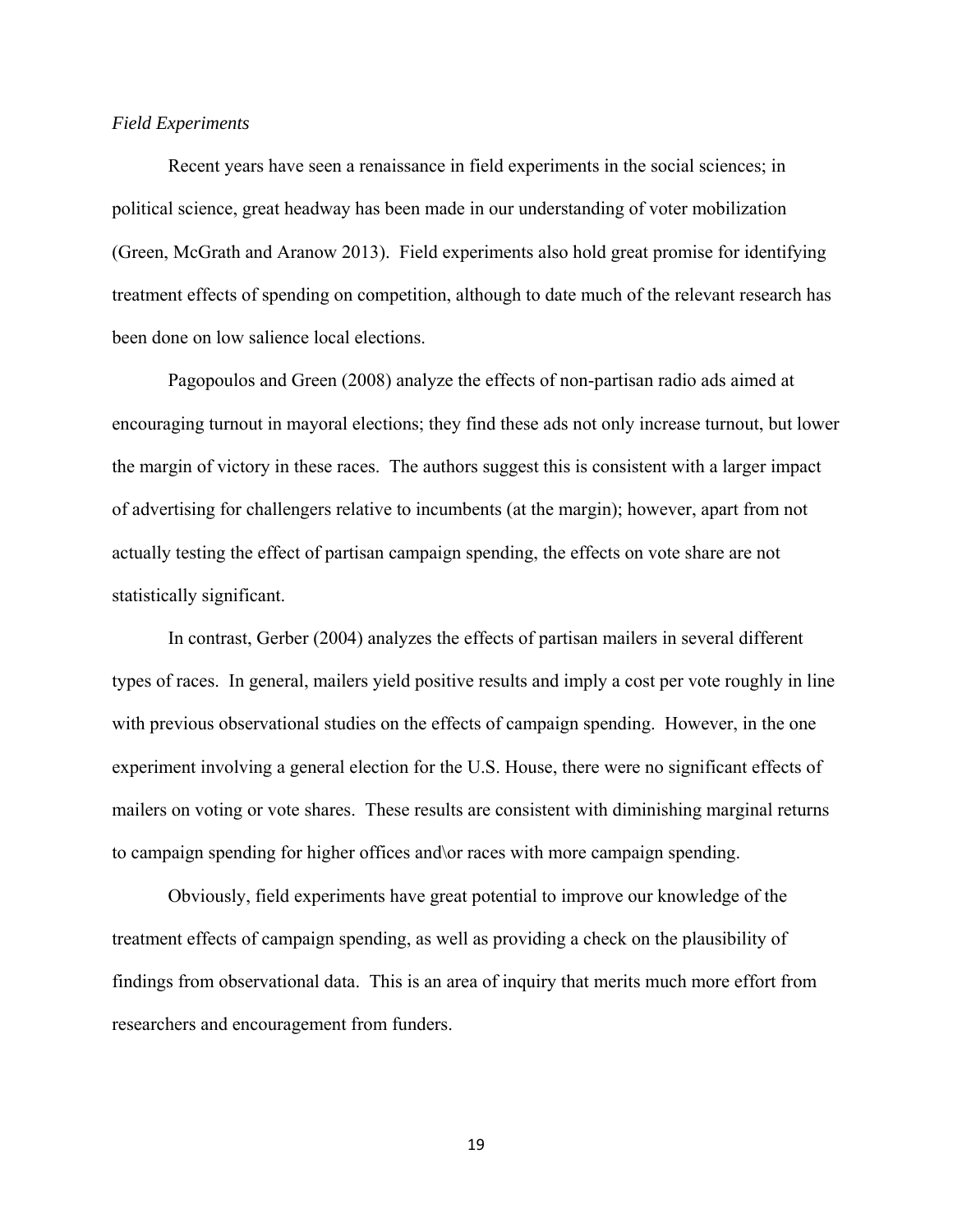*Field Experiments*

Recent years have seen a renaissance in field experiments in the social sciences; in political science, great headway has been made in our understanding of voter mobilization (Green, McGrath and Aranow 2013). Field experiments also hold great promise for identifying treatment effects of spending on competition, although to date much of the relevant research has been done on low salience local elections.

Pagopoulos and Green (2008) analyze the effects of non-partisan radio ads aimed at encouraging turnout in mayoral elections; they find these ads not only increase turnout, but lower the margin of victory in these races. The authors suggest this is consistent with a larger impact of advertising for challengers relative to incumbents (at the margin); however, apart from not actually testing the effect of partisan campaign spending, the effects on vote share are not statistically significant.

In contrast, Gerber (2004) analyzes the effects of partisan mailers in several different types of races. In general, mailers yield positive results and imply a cost per vote roughly in line with previous observational studies on the effects of campaign spending. However, in the one experiment involving a general election for the U.S. House, there were no significant effects of mailers on voting or vote shares. These results are consistent with diminishing marginal returns to campaign spending for higher offices and\or races with more campaign spending.

Obviously, field experiments have great potential to improve our knowledge of the treatment effects of campaign spending, as well as providing a check on the plausibility of findings from observational data. This is an area of inquiry that merits much more effort from researchers and encouragement from funders.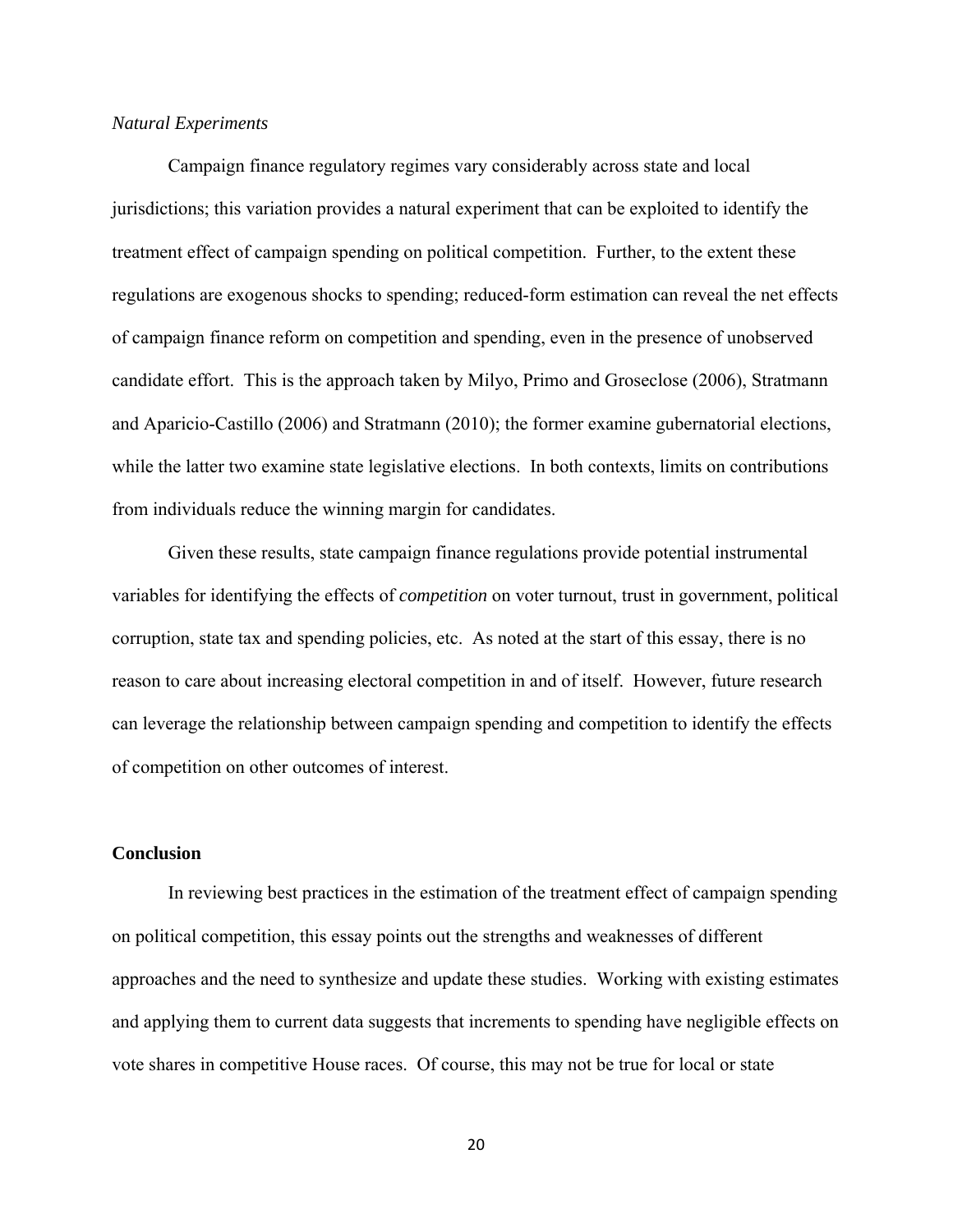*Natural Experiments*

Campaign finance regulatory regimes vary considerably across state and local jurisdictions; this variation provides a natural experiment that can be exploited to identify the treatment effect of campaign spending on political competition. Further, to the extent these regulations are exogenous shocks to spending; reduced-form estimation can reveal the net effects of campaign finance reform on competition and spending, even in the presence of unobserved candidate effort. This is the approach taken by Milyo, Primo and Groseclose (2006), Stratmann and Aparicio-Castillo (2006) and Stratmann (2010); the former examine gubernatorial elections, while the latter two examine state legislative elections. In both contexts, limits on contributions from individuals reduce the winning margin for candidates.

Given these results, state campaign finance regulations provide potential instrumental variables for identifying the effects of *competition* on voter turnout, trust in government, political corruption, state tax and spending policies, etc. As noted at the start of this essay, there is no reason to care about increasing electoral competition in and of itself. However, future research can leverage the relationship between campaign spending and competition to identify the effects of competition on other outcomes of interest.

## Conclusion

In reviewing best practices in the estimation of the treatment effect of campaign spending on political competition, this essay points out the strengths and weaknesses of different approaches and the need to synthesize and update these studies. Working with existing estimates and applying them to current data suggests that increments to spending have negligible effects on vote shares in competitive House races. Of course, this may not be true for local or state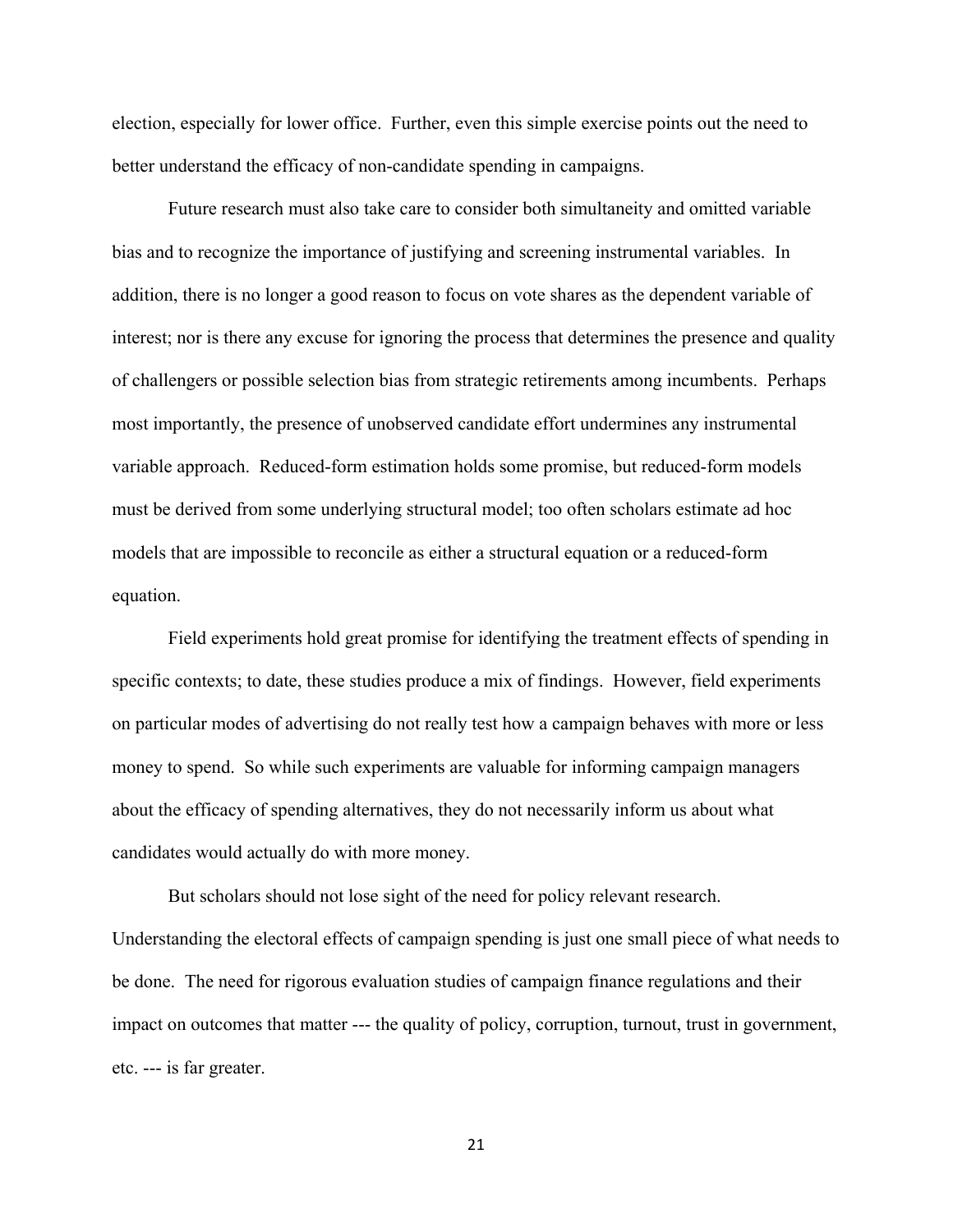election, especially for lower office. Further, even this simple exercise points out the need to better understand the efficacy of non-candidate spending in campaigns.

Future research must also take care to consider both simultaneity and omitted variable bias and to recognize the importance of justifying and screening instrumental variables. In addition, there is no longer a good reason to focus on vote shares as the dependent variable of interest; nor is there any excuse for ignoring the process that determines the presence and quality of challengers or possible selection bias from strategic retirements among incumbents. Perhaps most importantly, the presence of unobserved candidate effort undermines any instrumental variable approach. Reduced-form estimation holds some promise, but reduced-form models must be derived from some underlying structural model; too often scholars estimate ad hoc models that are impossible to reconcile as either a structural equation or a reduced-form equation.

Field experiments hold great promise for identifying the treatment effects of spending in specific contexts; to date, these studies produce a mix of findings. However, field experiments on particular modes of advertising do not really test how a campaign behaves with more or less money to spend. So while such experiments are valuable for informing campaign managers about the efficacy of spending alternatives, they do not necessarily inform us about what candidates would actually do with more money.

But scholars should not lose sight of the need for policy relevant research. Understanding the electoral effects of campaign spending is just one small piece of what needs to be done. The need for rigorous evaluation studies of campaign finance regulations and their impact on outcomes that matter --- the quality of policy, corruption, turnout, trust in government, etc. --- is far greater.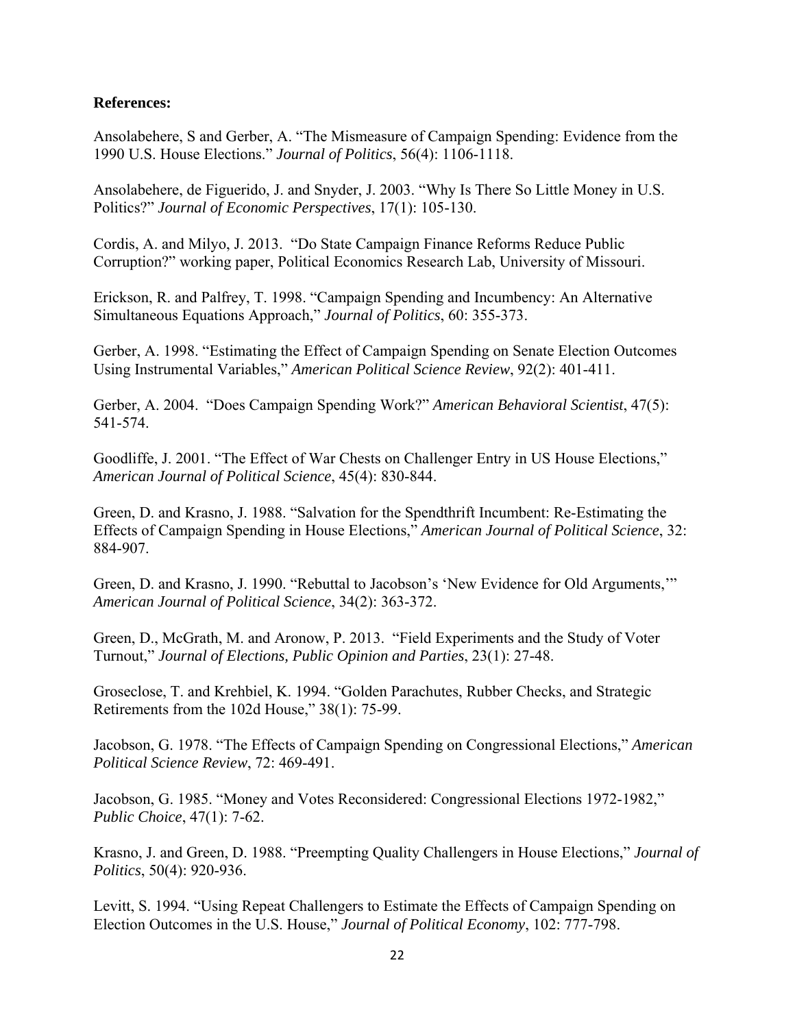**References:**

Ansolabehere, S and Gerber, A. "The Mismeasure of Campaign Spending: Evidence from the 1990 U.S. House Elections." *Journal of Politics*, 56(4): 1106-1118.

Ansolabehere, de Figuerido, J. and Snyder, J. 2003. "Why Is There So Little Money in U.S. Politics?" *Journal of Economic Perspectives*, 17(1): 105-130.

Cordis, A. and Milyo, J. 2013. "Do State Campaign Finance Reforms Reduce Public Corruption?" working paper, Political Economics Research Lab, University of Missouri.

Erickson, R. and Palfrey, T. 1998. "Campaign Spending and Incumbency: An Alternative Simultaneous Equations Approach," *Journal of Politics*, 60: 355-373.

Gerber, A. 1998. "Estimating the Effect of Campaign Spending on Senate Election Outcomes Using Instrumental Variables," *American Political Science Review*, 92(2): 401-411.

Gerber, A. 2004. "Does Campaign Spending Work?" *American Behavioral Scientist*, 47(5): 541-574.

Goodliffe, J. 2001. "The Effect of War Chests on Challenger Entry in US House Elections," *American Journal of Political Science*, 45(4): 830-844.

Green, D. and Krasno, J. 1988. "Salvation for the Spendthrift Incumbent: Re-Estimating the Effects of Campaign Spending in House Elections," *American Journal of Political Science*, 32: 884-907.

Green, D. and Krasno, J. 1990. "Rebuttal to Jacobson's 'New Evidence for Old Arguments,'" *American Journal of Political Science*, 34(2): 363-372.

Green, D., McGrath, M. and Aronow, P. 2013. "Field Experiments and the Study of Voter Turnout," *Journal of Elections, Public Opinion and Parties*, 23(1): 27-48.

Groseclose, T. and Krehbiel, K. 1994. "Golden Parachutes, Rubber Checks, and Strategic Retirements from the 102d House," 38(1): 75-99.

Jacobson, G. 1978. "The Effects of Campaign Spending on Congressional Elections," *American Political Science Review*, 72: 469-491.

Jacobson, G. 1985. "Money and Votes Reconsidered: Congressional Elections 1972-1982," *Public Choice*, 47(1): 7-62.

Krasno, J. and Green, D. 1988. "Preempting Quality Challengers in House Elections," *Journal of Politics*, 50(4): 920-936.

Levitt, S. 1994. "Using Repeat Challengers to Estimate the Effects of Campaign Spending on Election Outcomes in the U.S. House," *Journal of Political Economy*, 102: 777-798.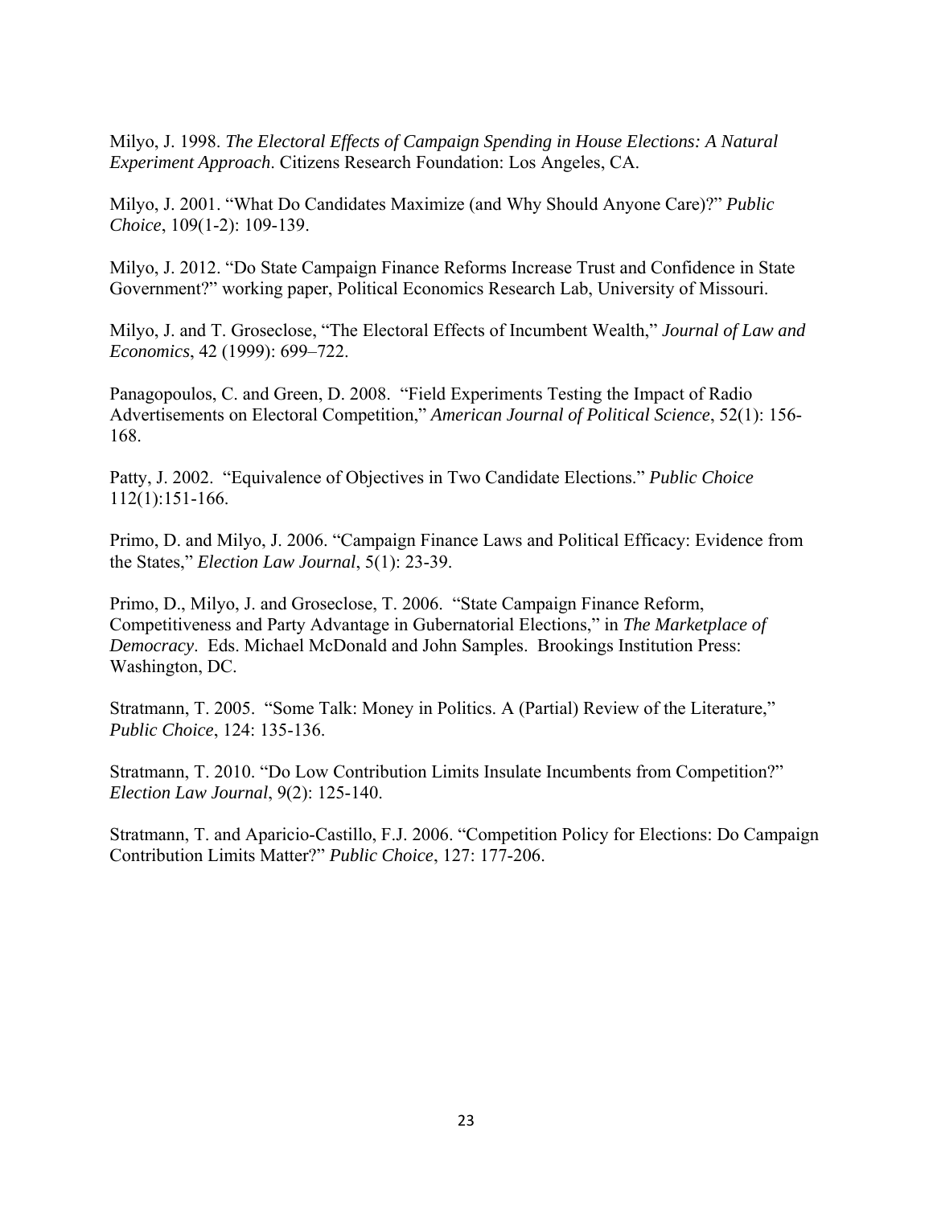Milyo, J. 1998. *The Electoral Effects of Campaign Spending in House Elections: A Natural Experiment Approach*. Citizens Research Foundation: Los Angeles, CA.

Milyo, J. 2001. "What Do Candidates Maximize (and Why Should Anyone Care)?" *Public Choice*, 109(1-2): 109-139.

Milyo, J. 2012. "Do State Campaign Finance Reforms Increase Trust and Confidence in State Government?" working paper, Political Economics Research Lab, University of Missouri.

Milyo, J. and T. Groseclose, "The Electoral Effects of Incumbent Wealth," *Journal of Law and Economics*, 42 (1999): 699–722.

Panagopoulos, C. and Green, D. 2008. "Field Experiments Testing the Impact of Radio Advertisements on Electoral Competition," *American Journal of Political Science*, 52(1): 156-168.

Patty, J. 2002. "Equivalence of Objectives in Two Candidate Elections." *Public Choice* 112(1):151-166.

Primo, D. and Milyo, J. 2006. "Campaign Finance Laws and Political Efficacy: Evidence from the States," *Election Law Journal*, 5(1): 23-39.

Primo, D., Milyo, J. and Groseclose, T. 2006. "State Campaign Finance Reform, Competitiveness and Party Advantage in Gubernatorial Elections," in *The Marketplace of Democracy*. Eds. Michael McDonald and John Samples. Brookings Institution Press: Washington, DC.

Stratmann, T. 2005. "Some Talk: Money in Politics. A (Partial) Review of the Literature," *Public Choice*, 124: 135-136.

Stratmann, T. 2010. "Do Low Contribution Limits Insulate Incumbents from Competition?" *Election Law Journal*, 9(2): 125-140.

Stratmann, T. and Aparicio-Castillo, F.J. 2006. "Competition Policy for Elections: Do Campaign Contribution Limits Matter?" *Public Choice*, 127: 177-206.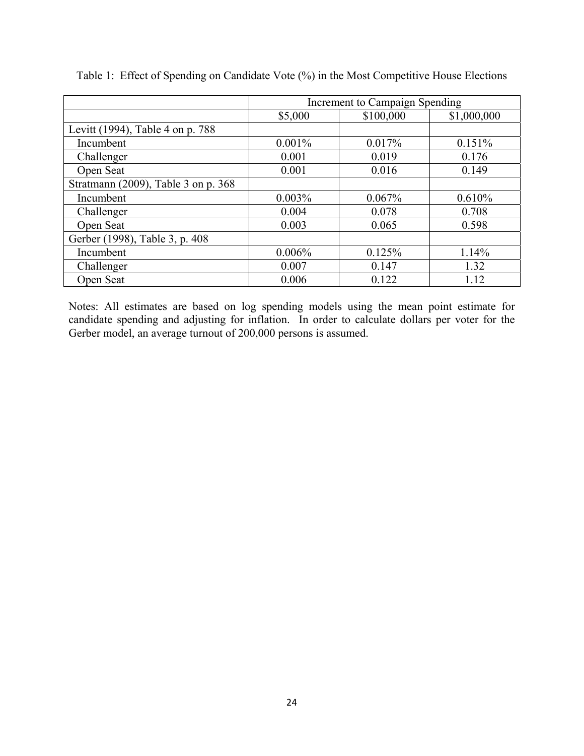Table 1: Effect of Spending on Candidate Vote (%) in the Most Competitive House Elections

| | Increment to Campaign Spending | | |
|---|---|---|---|
| | \$5,000 | \$100,000 | \$1,000,000 |
| Levitt (1994), Table 4 on p. 788 | | | |
| Incumbent | 0.001% | 0.017% | 0.151% |
| Challenger | 0.001 | 0.019 | 0.176 |
| Open Seat | 0.001 | 0.016 | 0.149 |
| Stratmann (2009), Table 3 on p. 368 | | | |
| Incumbent | 0.003% | 0.067% | 0.610% |
| Challenger | 0.004 | 0.078 | 0.708 |
| Open Seat | 0.003 | 0.065 | 0.598 |
| Gerber (1998), Table 3, p. 408 | | | |
| Incumbent | 0.006% | 0.125% | 1.14% |
| Challenger | 0.007 | 0.147 | 1.32 |
| Open Seat | 0.006 | 0.122 | 1.12 |

Notes: All estimates are based on log spending models using the mean point estimate for candidate spending and adjusting for inflation. In order to calculate dollars per voter for the Gerber model, an average turnout of 200,000 persons is assumed.